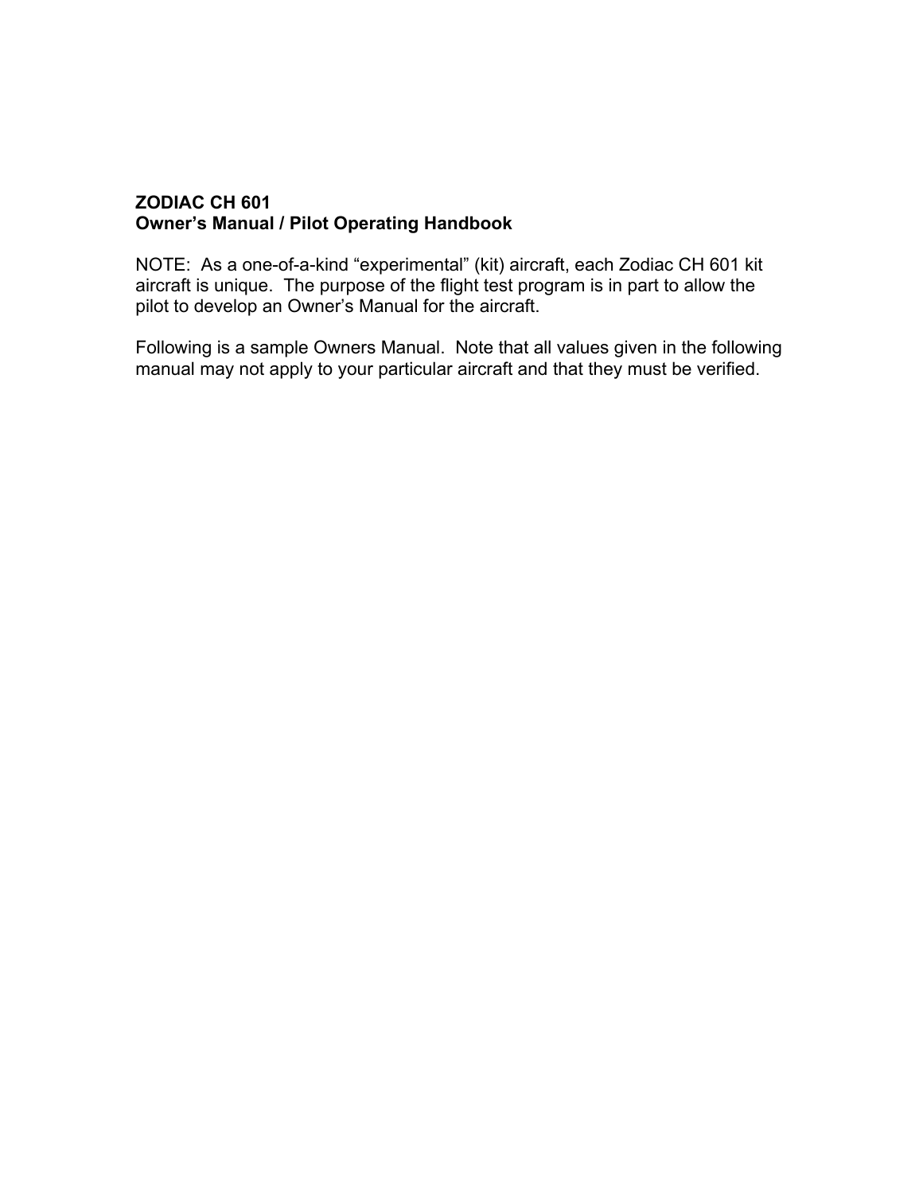**ZODIAC CH 601**
**Owner's Manual / Pilot Operating Handbook**

NOTE: As a one-of-a-kind "experimental" (kit) aircraft, each Zodiac CH 601 kit aircraft is unique. The purpose of the flight test program is in part to allow the pilot to develop an Owner's Manual for the aircraft.

Following is a sample Owners Manual. Note that all values given in the following manual may not apply to your particular aircraft and that they must be verified.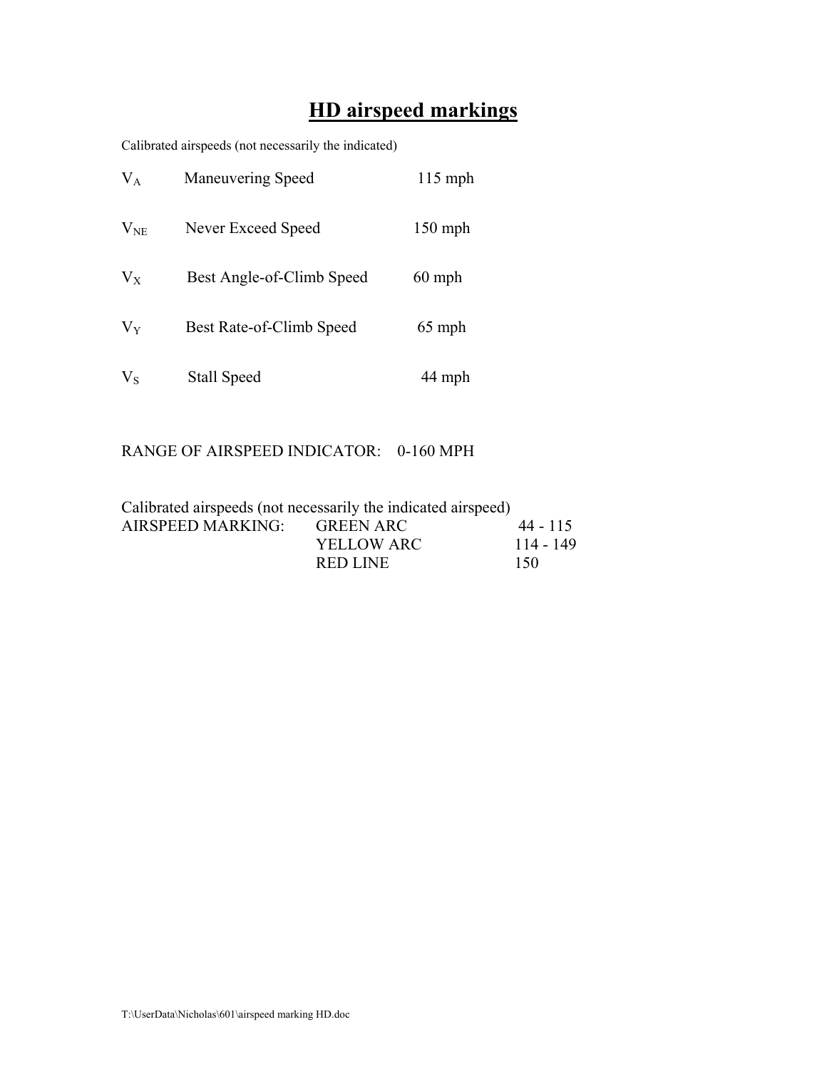# HD airspeed markings

Calibrated airspeeds (not necessarily the indicated)

| | | |
|---|---|---|
| $V_A$ | Maneuvering Speed | 115 mph |
| $V_{NE}$ | Never Exceed Speed | 150 mph |
| $V_X$ | Best Angle-of-Climb Speed | 60 mph |
| $V_Y$ | Best Rate-of-Climb Speed | 65 mph |
| $V_S$ | Stall Speed | 44 mph |

RANGE OF AIRSPEED INDICATOR: 0-160 MPH

Calibrated airspeeds (not necessarily the indicated airspeed)

| AIRSPEED MARKING: | | |
|---|---|---|
| | GREEN ARC | 44 - 115 |
| | YELLOW ARC | 114 - 149 |
| | RED LINE | 150 |

T:\UserData\Nicholas\601\airspeed marking HD.doc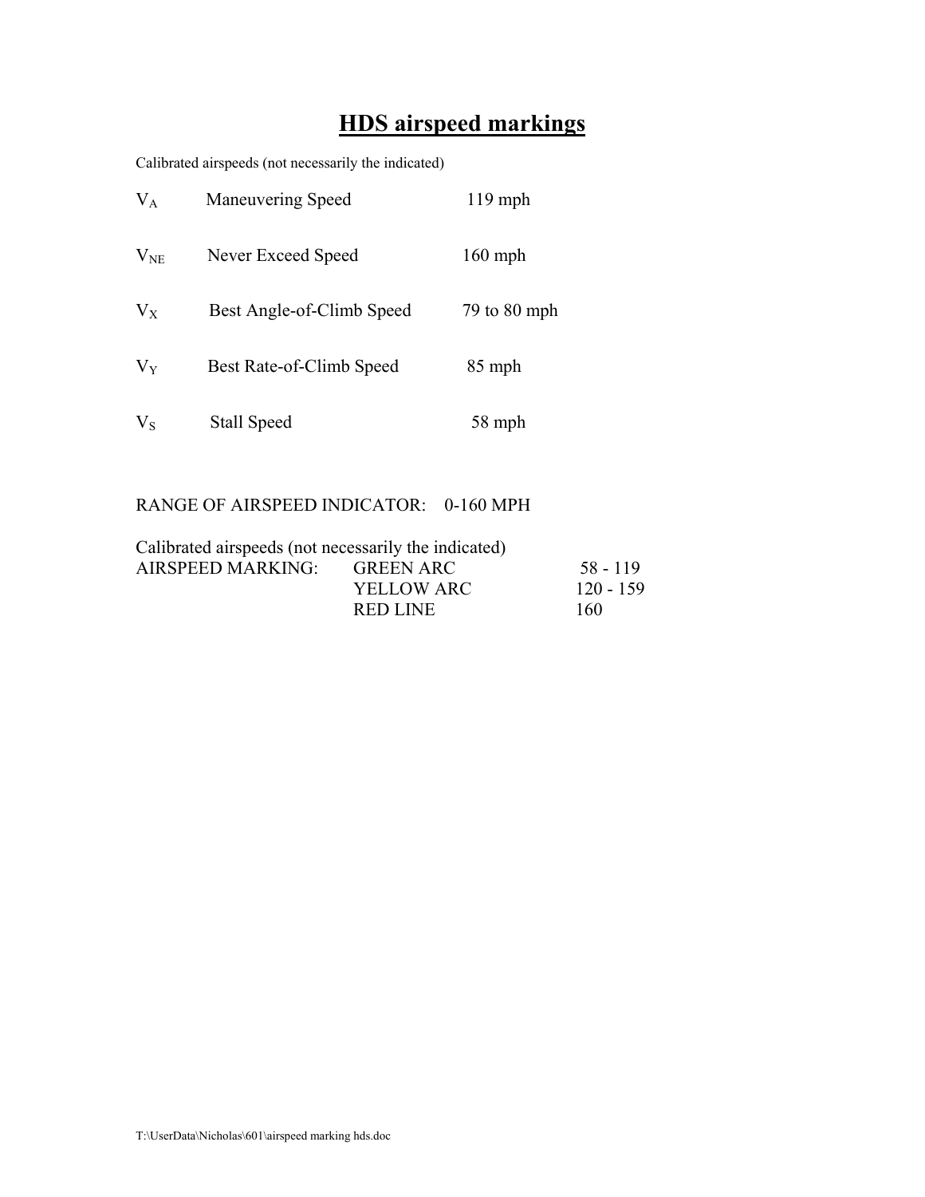# HDS airspeed markings

Calibrated airspeeds (not necessarily the indicated)

| | | |
|---|---|---|
| $V_A$ | Maneuvering Speed | 119 mph |
| $V_{NE}$ | Never Exceed Speed | 160 mph |
| $V_X$ | Best Angle-of-Climb Speed | 79 to 80 mph |
| $V_Y$ | Best Rate-of-Climb Speed | 85 mph |
| $V_S$ | Stall Speed | 58 mph |

RANGE OF AIRSPEED INDICATOR: 0-160 MPH

Calibrated airspeeds (not necessarily the indicated)

| AIRSPEED MARKING: | | |
|---|---|---|
| | GREEN ARC | 58 - 119 |
| | YELLOW ARC | 120 - 159 |
| | RED LINE | 160 |

T:\UserData\Nicholas\601\airspeed marking hds.doc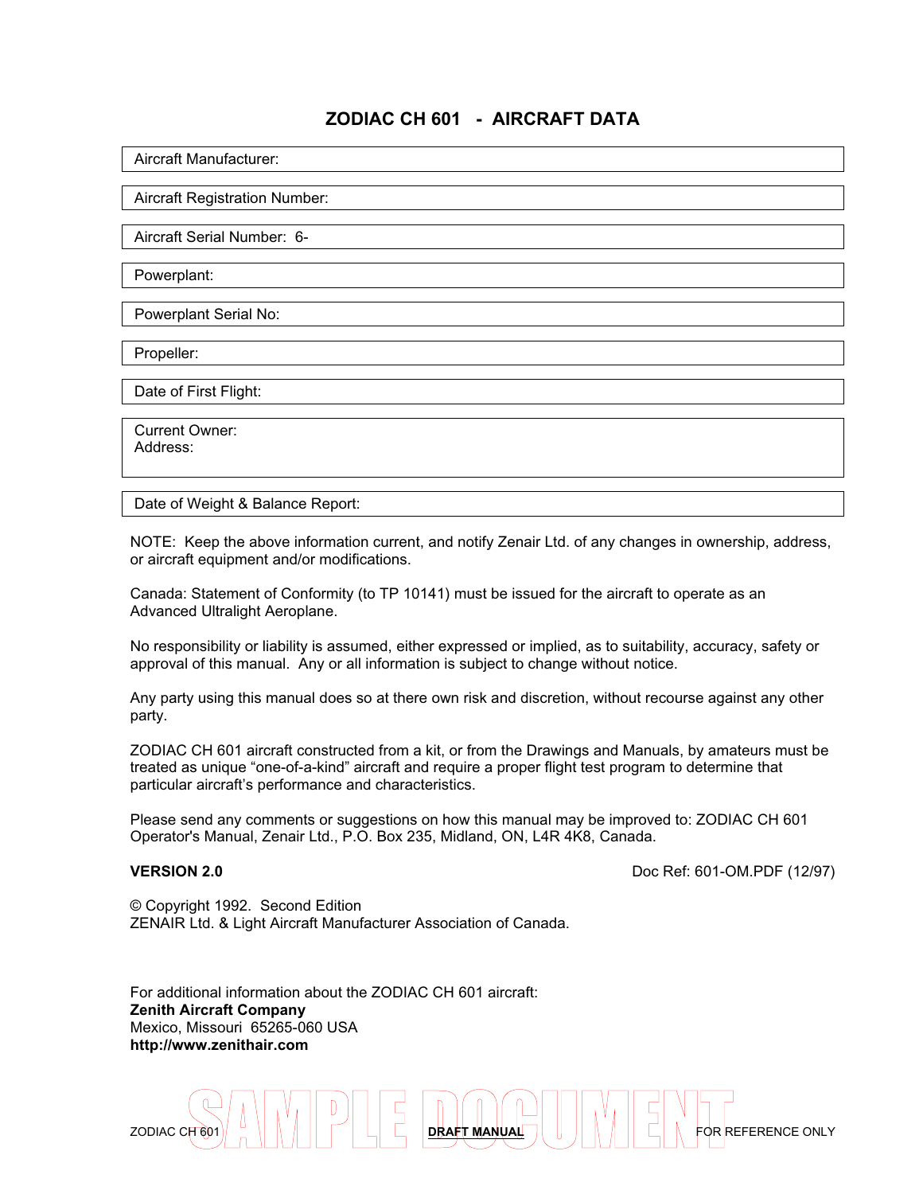# ZODIAC CH 601 - AIRCRAFT DATA

| Aircraft Manufacturer: |
|---|
| Aircraft Registration Number: |
| Aircraft Serial Number: 6- |
| Powerplant: |
| Powerplant Serial No: |
| Propeller: |
| Date of First Flight: |
| Current Owner: Address: |
| Date of Weight & Balance Report: |

NOTE: Keep the above information current, and notify Zenair Ltd. of any changes in ownership, address, or aircraft equipment and/or modifications.

Canada: Statement of Conformity (to TP 10141) must be issued for the aircraft to operate as an Advanced Ultralight Aeroplane.

No responsibility or liability is assumed, either expressed or implied, as to suitability, accuracy, safety or approval of this manual. Any or all information is subject to change without notice.

Any party using this manual does so at there own risk and discretion, without recourse against any other party.

ZODIAC CH 601 aircraft constructed from a kit, or from the Drawings and Manuals, by amateurs must be treated as unique "one-of-a-kind" aircraft and require a proper flight test program to determine that particular aircraft's performance and characteristics.

Please send any comments or suggestions on how this manual may be improved to: ZODIAC CH 601 Operator's Manual, Zenair Ltd., P.O. Box 235, Midland, ON, L4R 4K8, Canada.

**VERSION 2.0** Doc Ref: 601-OM.PDF (12/97)

© Copyright 1992. Second Edition
ZENAIR Ltd. & Light Aircraft Manufacturer Association of Canada.

For additional information about the ZODIAC CH 601 aircraft:
**Zenith Aircraft Company**
Mexico, Missouri 65265-060 USA
**http://www.zenithair.com**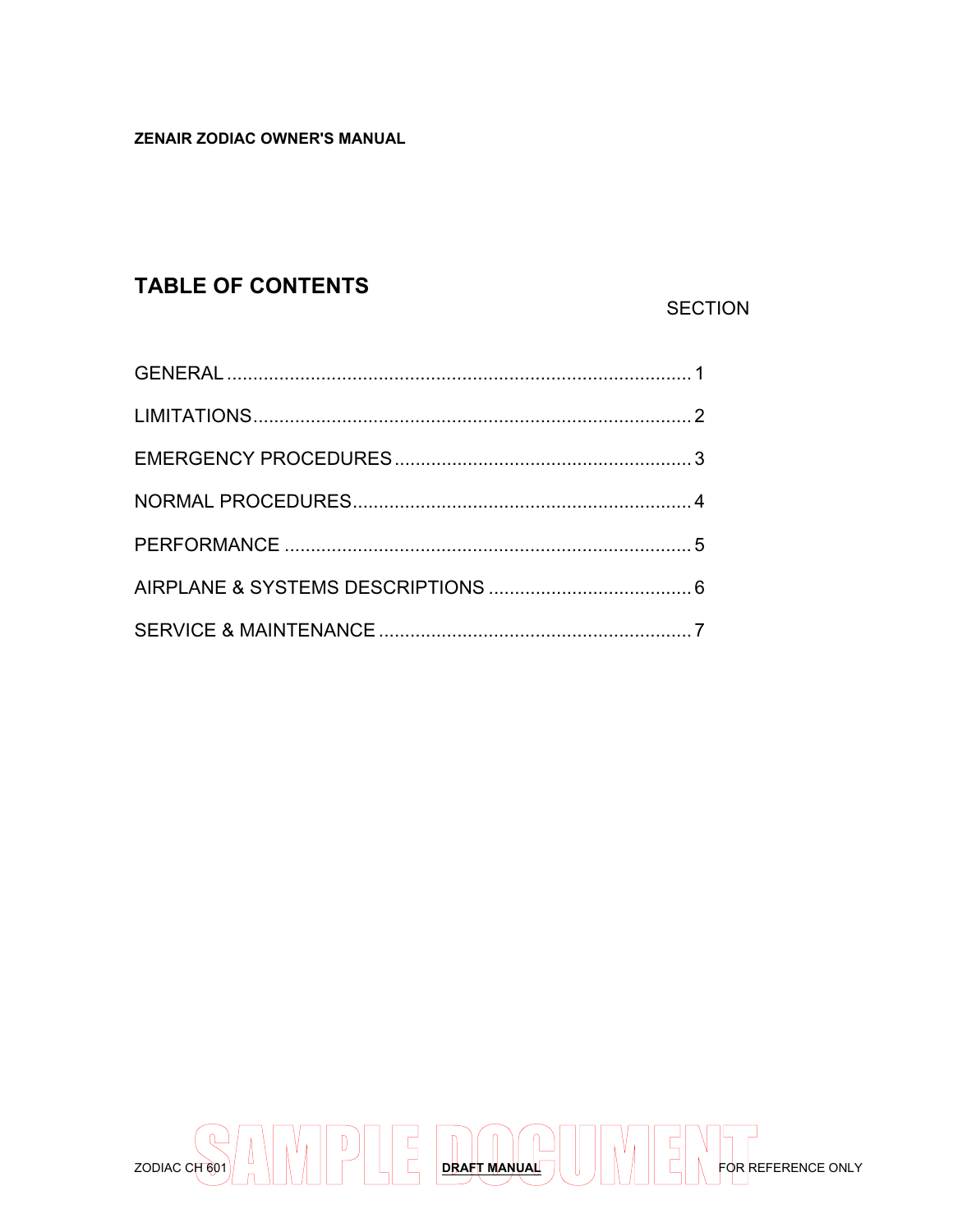# TABLE OF CONTENTS

| | SECTION |
|---|---|
| GENERAL | 1 |
| LIMITATIONS | 2 |
| EMERGENCY PROCEDURES | 3 |
| NORMAL PROCEDURES | 4 |
| PERFORMANCE | 5 |
| AIRPLANE & SYSTEMS DESCRIPTIONS | 6 |
| SERVICE & MAINTENANCE | 7 |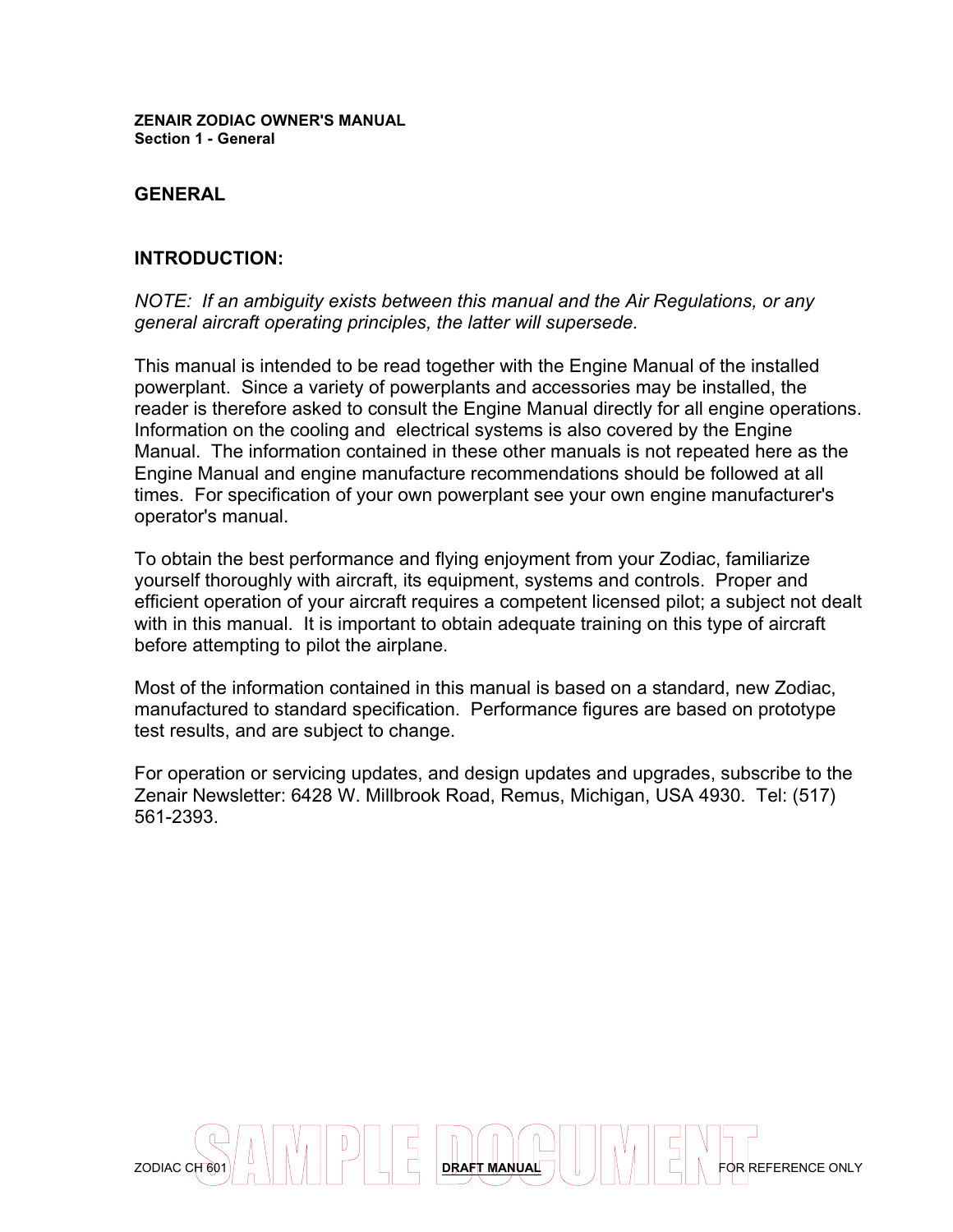## GENERAL

### INTRODUCTION:

*NOTE: If an ambiguity exists between this manual and the Air Regulations, or any general aircraft operating principles, the latter will supersede.*

This manual is intended to be read together with the Engine Manual of the installed powerplant. Since a variety of powerplants and accessories may be installed, the reader is therefore asked to consult the Engine Manual directly for all engine operations. Information on the cooling and electrical systems is also covered by the Engine Manual. The information contained in these other manuals is not repeated here as the Engine Manual and engine manufacture recommendations should be followed at all times. For specification of your own powerplant see your own engine manufacturer's operator's manual.

To obtain the best performance and flying enjoyment from your Zodiac, familiarize yourself thoroughly with aircraft, its equipment, systems and controls. Proper and efficient operation of your aircraft requires a competent licensed pilot; a subject not dealt with in this manual. It is important to obtain adequate training on this type of aircraft before attempting to pilot the airplane.

Most of the information contained in this manual is based on a standard, new Zodiac, manufactured to standard specification. Performance figures are based on prototype test results, and are subject to change.

For operation or servicing updates, and design updates and upgrades, subscribe to the Zenair Newsletter: 6428 W. Millbrook Road, Remus, Michigan, USA 4930. Tel: (517) 561-2393.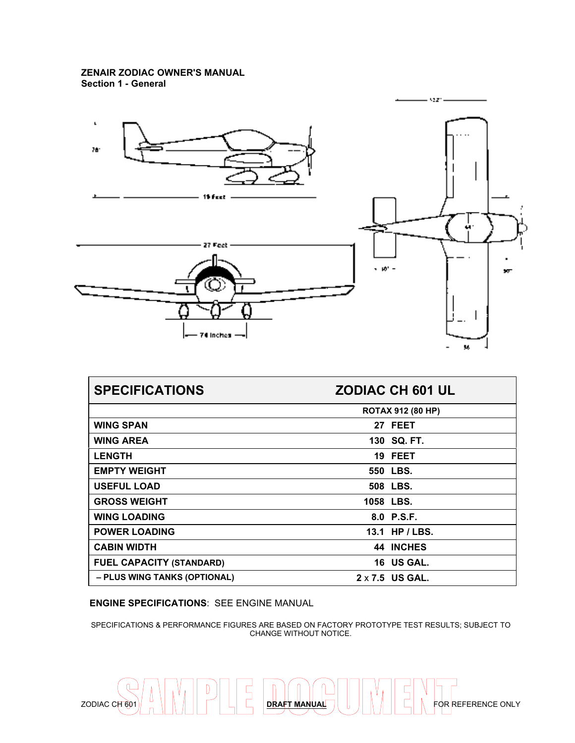| SPECIFICATIONS | ZODIAC CH 601 UL |
|---|---|
| | ROTAX 912 (80 HP) |
| WING SPAN | 27 FEET |
| WING AREA | 130 SQ. FT. |
| LENGTH | 19 FEET |
| EMPTY WEIGHT | 550 LBS. |
| USEFUL LOAD | 508 LBS. |
| GROSS WEIGHT | 1058 LBS. |
| WING LOADING | 8.0 P.S.F. |
| POWER LOADING | 13.1 HP / LBS. |
| CABIN WIDTH | 44 INCHES |
| FUEL CAPACITY (STANDARD) | 16 US GAL. |
| – PLUS WING TANKS (OPTIONAL) | 2 x 7.5 US GAL. |

**ENGINE SPECIFICATIONS**: SEE ENGINE MANUAL

SPECIFICATIONS & PERFORMANCE FIGURES ARE BASED ON FACTORY PROTOTYPE TEST RESULTS; SUBJECT TO CHANGE WITHOUT NOTICE.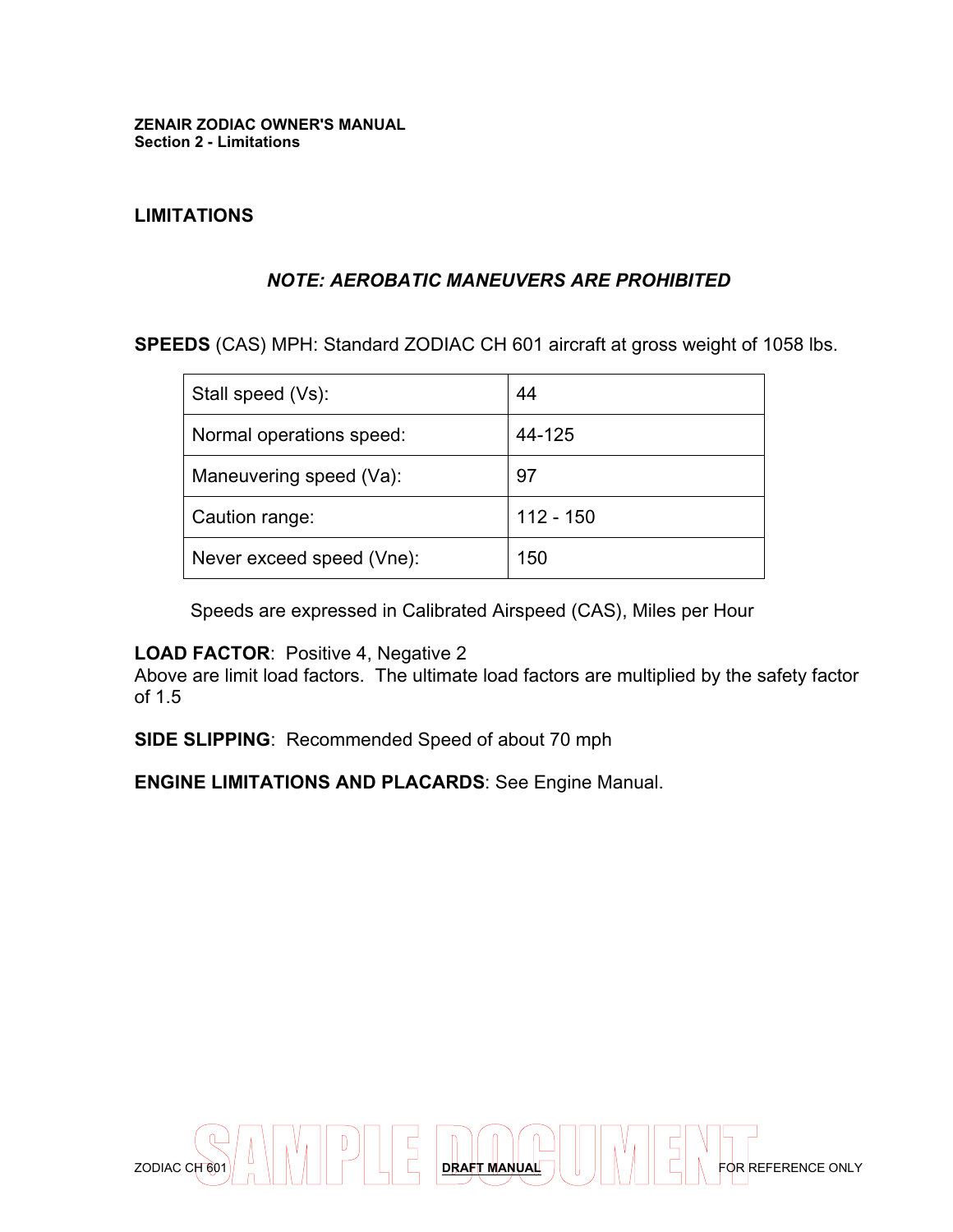## LIMITATIONS

***NOTE: AEROBATIC MANEUVERS ARE PROHIBITED***

**SPEEDS** (CAS) MPH: Standard ZODIAC CH 601 aircraft at gross weight of 1058 lbs.

| | |
|---|---|
| Stall speed (Vs): | 44 |
| Normal operations speed: | 44-125 |
| Maneuvering speed (Va): | 97 |
| Caution range: | 112 - 150 |
| Never exceed speed (Vne): | 150 |

Speeds are expressed in Calibrated Airspeed (CAS), Miles per Hour

**LOAD FACTOR**: Positive 4, Negative 2
Above are limit load factors. The ultimate load factors are multiplied by the safety factor of 1.5

**SIDE SLIPPING**: Recommended Speed of about 70 mph

**ENGINE LIMITATIONS AND PLACARDS**: See Engine Manual.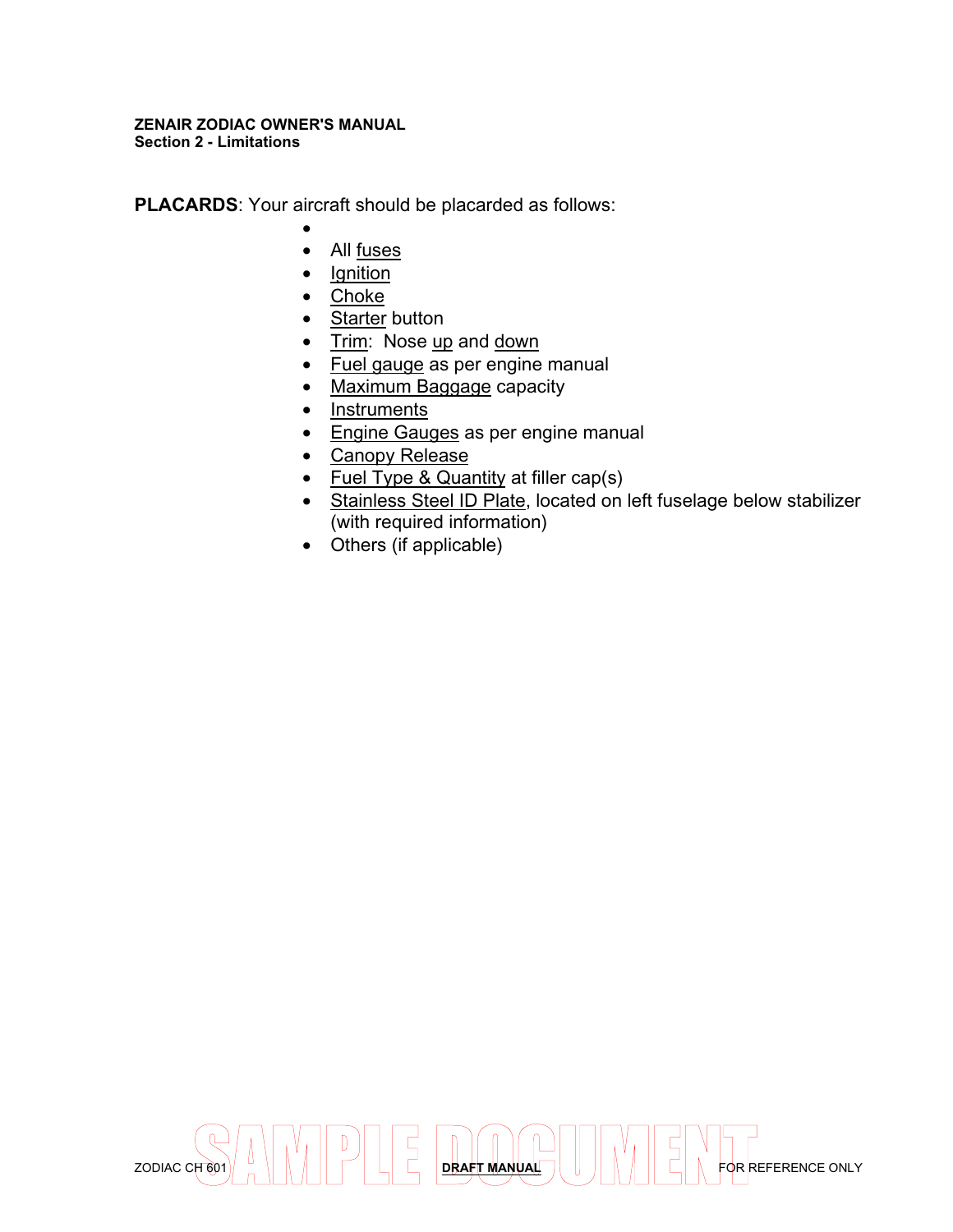**PLACARDS**: Your aircraft should be placarded as follows:

- 
- All <u>fuses</u>
- <u>Ignition</u>
- <u>Choke</u>
- <u>Starter</u> button
- <u>Trim</u>:  Nose <u>up</u> and <u>down</u>
- <u>Fuel gauge</u> as per engine manual
- <u>Maximum Baggage</u> capacity
- <u>Instruments</u>
- <u>Engine Gauges</u> as per engine manual
- <u>Canopy Release</u>
- <u>Fuel Type & Quantity</u> at filler cap(s)
- <u>Stainless Steel ID Plate</u>, located on left fuselage below stabilizer (with required information)
- Others (if applicable)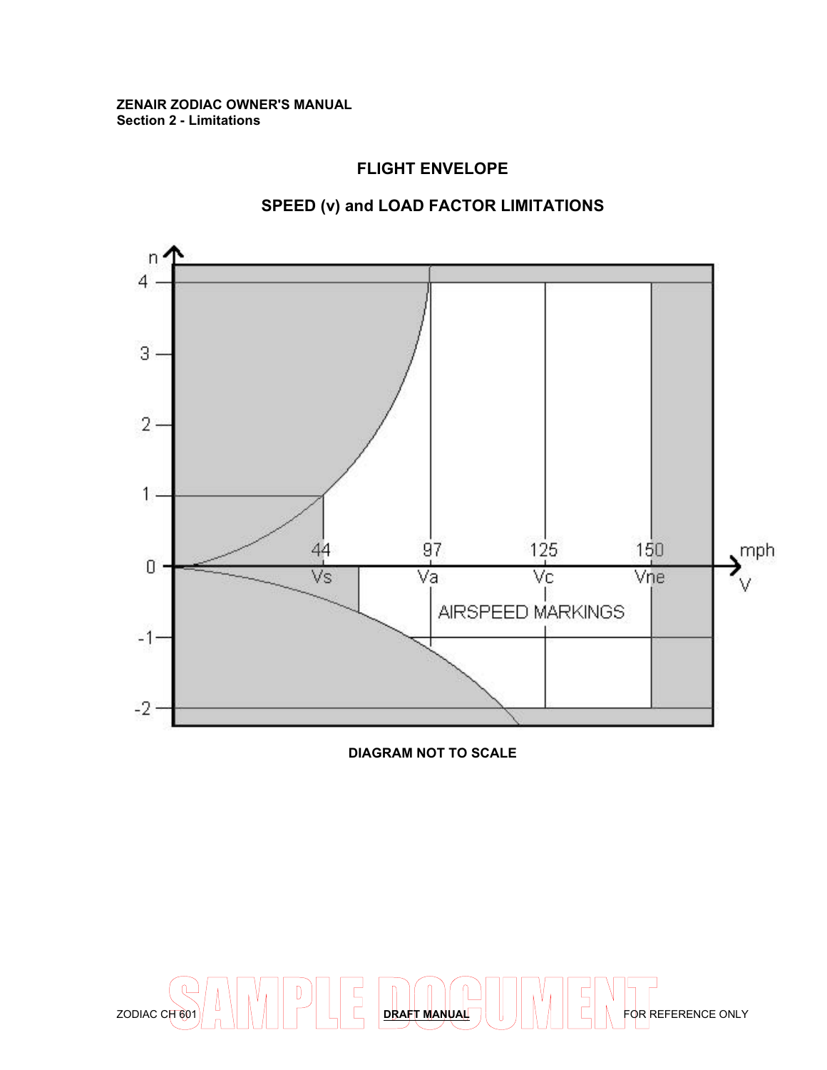## FLIGHT ENVELOPE

## SPEED (v) and LOAD FACTOR LIMITATIONS

n

4

3

2

1

0

-1

-2

44 Vs

97 Va

125 Vc

150 Vne

mph V

AIRSPEED MARKINGS

**DIAGRAM NOT TO SCALE**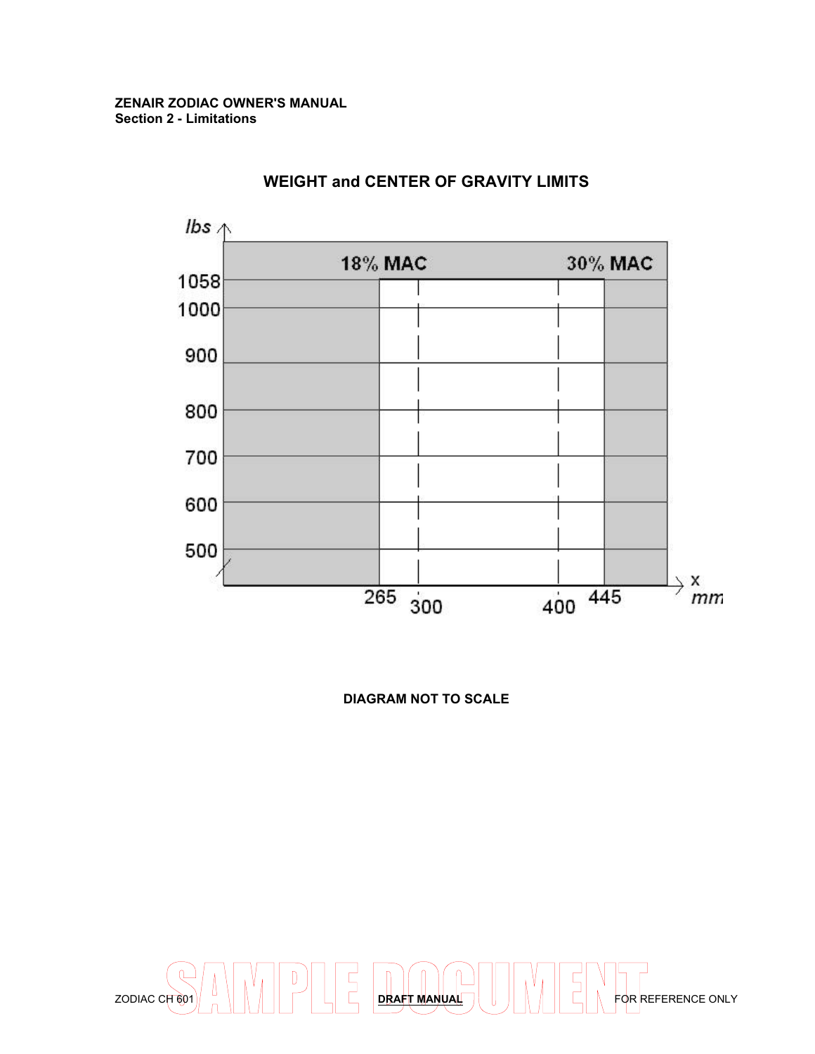## WEIGHT and CENTER OF GRAVITY LIMITS

lbs

18% MAC

30% MAC

1058

1000

900

800

700

600

500

265 300 400 445

x mm

**DIAGRAM NOT TO SCALE**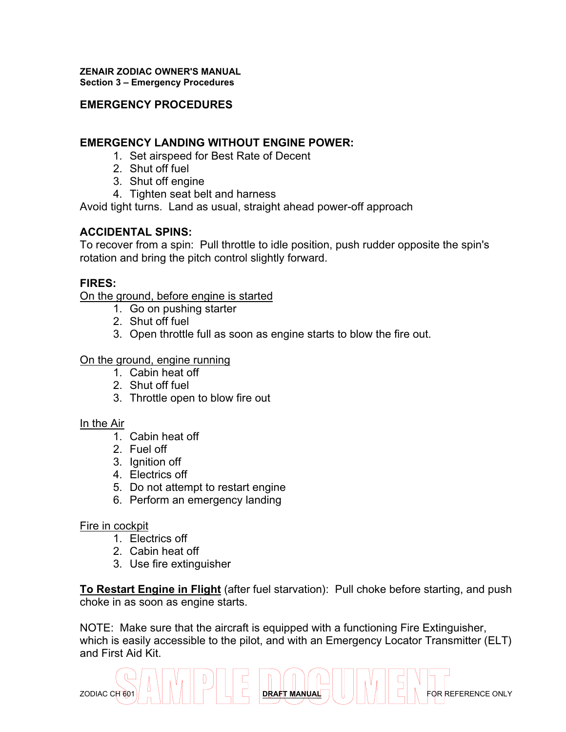## EMERGENCY PROCEDURES

### EMERGENCY LANDING WITHOUT ENGINE POWER:

1. Set airspeed for Best Rate of Decent
2. Shut off fuel
3. Shut off engine
4. Tighten seat belt and harness

Avoid tight turns. Land as usual, straight ahead power-off approach

### ACCIDENTAL SPINS:

To recover from a spin: Pull throttle to idle position, push rudder opposite the spin's rotation and bring the pitch control slightly forward.

### FIRES:

On the ground, before engine is started

1. Go on pushing starter
2. Shut off fuel
3. Open throttle full as soon as engine starts to blow the fire out.

On the ground, engine running

1. Cabin heat off
2. Shut off fuel
3. Throttle open to blow fire out

In the Air

1. Cabin heat off
2. Fuel off
3. Ignition off
4. Electrics off
5. Do not attempt to restart engine
6. Perform an emergency landing

Fire in cockpit

1. Electrics off
2. Cabin heat off
3. Use fire extinguisher

**To Restart Engine in Flight** (after fuel starvation): Pull choke before starting, and push choke in as soon as engine starts.

NOTE: Make sure that the aircraft is equipped with a functioning Fire Extinguisher, which is easily accessible to the pilot, and with an Emergency Locator Transmitter (ELT) and First Aid Kit.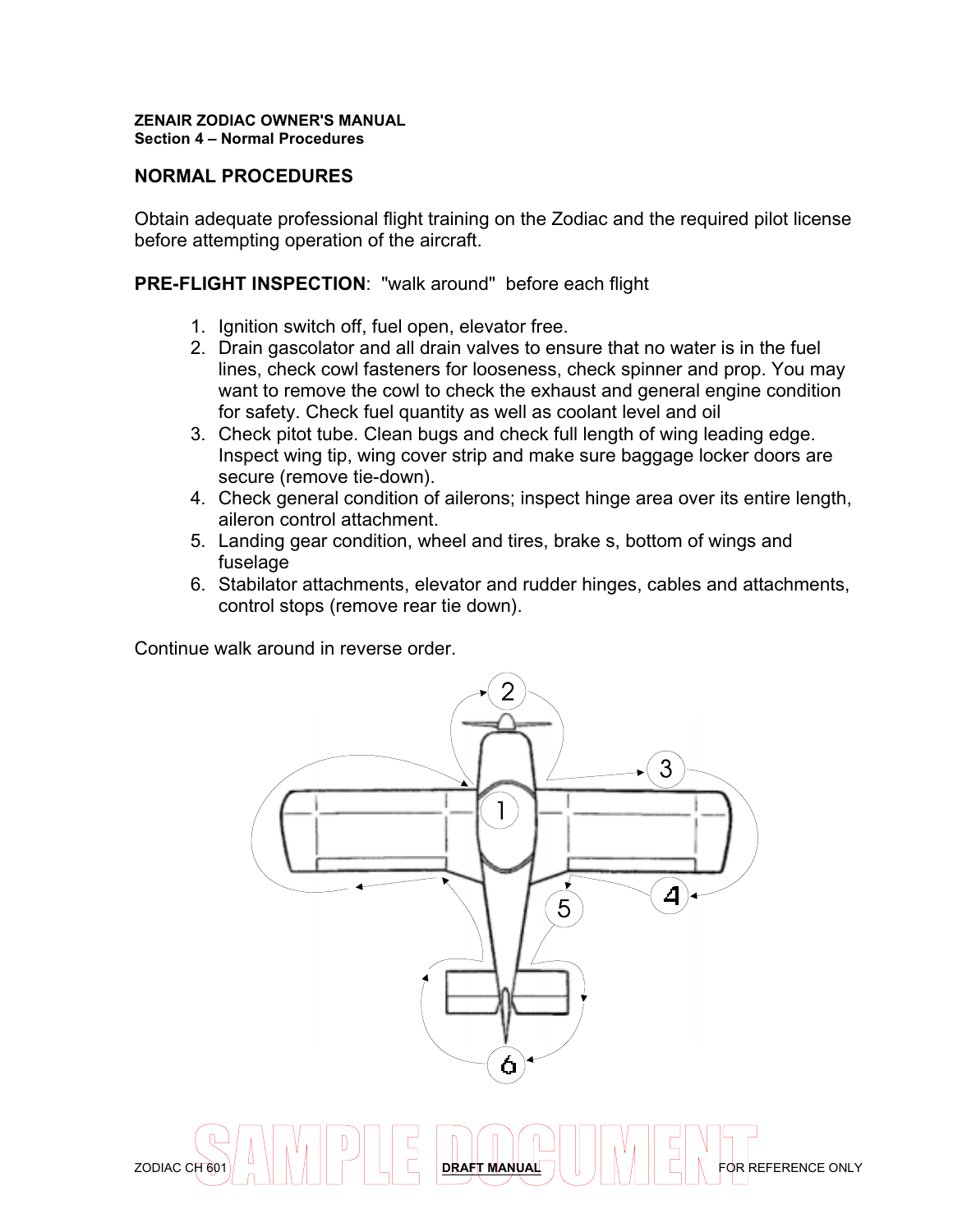## NORMAL PROCEDURES

Obtain adequate professional flight training on the Zodiac and the required pilot license before attempting operation of the aircraft.

**PRE-FLIGHT INSPECTION**: "walk around" before each flight

1. Ignition switch off, fuel open, elevator free.
2. Drain gascolator and all drain valves to ensure that no water is in the fuel lines, check cowl fasteners for looseness, check spinner and prop. You may want to remove the cowl to check the exhaust and general engine condition for safety. Check fuel quantity as well as coolant level and oil
3. Check pitot tube. Clean bugs and check full length of wing leading edge. Inspect wing tip, wing cover strip and make sure baggage locker doors are secure (remove tie-down).
4. Check general condition of ailerons; inspect hinge area over its entire length, aileron control attachment.
5. Landing gear condition, wheel and tires, brake s, bottom of wings and fuselage
6. Stabilator attachments, elevator and rudder hinges, cables and attachments, control stops (remove rear tie down).

Continue walk around in reverse order.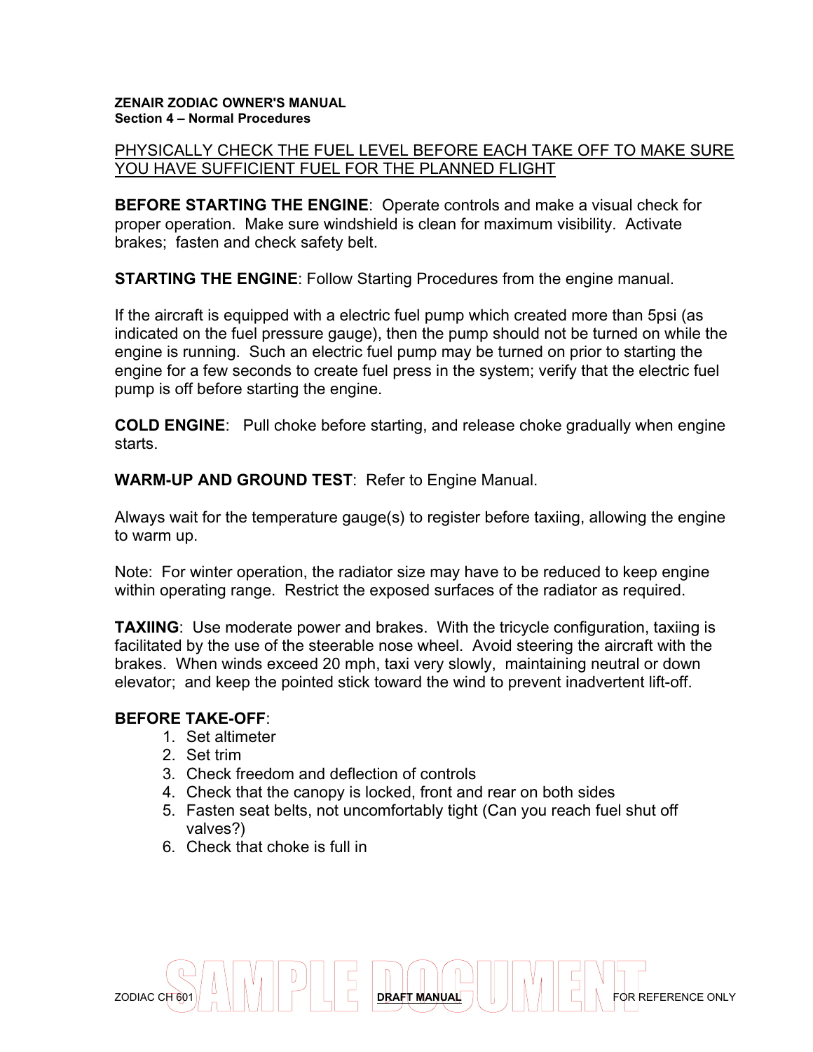PHYSICALLY CHECK THE FUEL LEVEL BEFORE EACH TAKE OFF TO MAKE SURE YOU HAVE SUFFICIENT FUEL FOR THE PLANNED FLIGHT

**BEFORE STARTING THE ENGINE**: Operate controls and make a visual check for proper operation. Make sure windshield is clean for maximum visibility. Activate brakes; fasten and check safety belt.

**STARTING THE ENGINE**: Follow Starting Procedures from the engine manual.

If the aircraft is equipped with a electric fuel pump which created more than 5psi (as indicated on the fuel pressure gauge), then the pump should not be turned on while the engine is running. Such an electric fuel pump may be turned on prior to starting the engine for a few seconds to create fuel press in the system; verify that the electric fuel pump is off before starting the engine.

**COLD ENGINE**: Pull choke before starting, and release choke gradually when engine starts.

**WARM-UP AND GROUND TEST**: Refer to Engine Manual.

Always wait for the temperature gauge(s) to register before taxiing, allowing the engine to warm up.

Note: For winter operation, the radiator size may have to be reduced to keep engine within operating range. Restrict the exposed surfaces of the radiator as required.

**TAXIING**: Use moderate power and brakes. With the tricycle configuration, taxiing is facilitated by the use of the steerable nose wheel. Avoid steering the aircraft with the brakes. When winds exceed 20 mph, taxi very slowly, maintaining neutral or down elevator; and keep the pointed stick toward the wind to prevent inadvertent lift-off.

**BEFORE TAKE-OFF**:

1. Set altimeter
2. Set trim
3. Check freedom and deflection of controls
4. Check that the canopy is locked, front and rear on both sides
5. Fasten seat belts, not uncomfortably tight (Can you reach fuel shut off valves?)
6. Check that choke is full in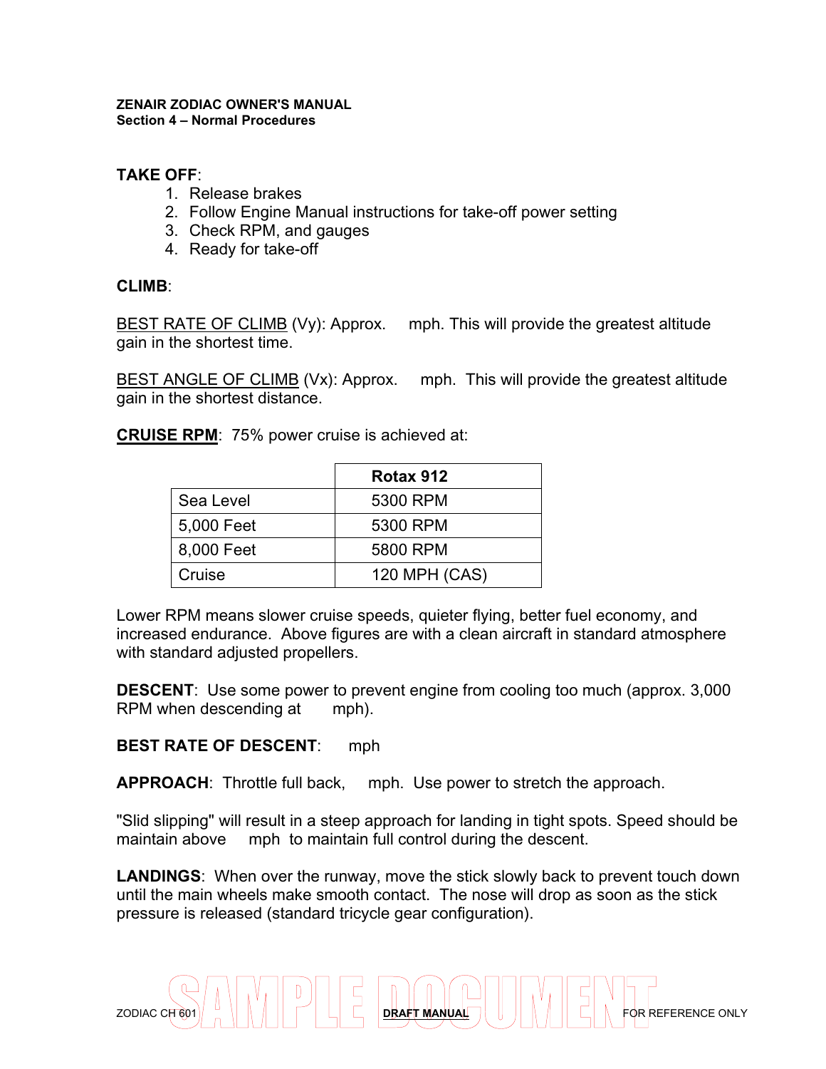**TAKE OFF**:

1. Release brakes
2. Follow Engine Manual instructions for take-off power setting
3. Check RPM, and gauges
4. Ready for take-off

**CLIMB**:

BEST RATE OF CLIMB (Vy): Approx.     mph. This will provide the greatest altitude gain in the shortest time.

BEST ANGLE OF CLIMB (Vx): Approx.     mph. This will provide the greatest altitude gain in the shortest distance.

**CRUISE RPM**: 75% power cruise is achieved at:

| | **Rotax 912** |
|---|---|
| Sea Level | 5300 RPM |
| 5,000 Feet | 5300 RPM |
| 8,000 Feet | 5800 RPM |
| Cruise | 120 MPH (CAS) |

Lower RPM means slower cruise speeds, quieter flying, better fuel economy, and increased endurance. Above figures are with a clean aircraft in standard atmosphere with standard adjusted propellers.

**DESCENT**: Use some power to prevent engine from cooling too much (approx. 3,000 RPM when descending at      mph).

**BEST RATE OF DESCENT**:      mph

**APPROACH**: Throttle full back,      mph. Use power to stretch the approach.

"Slid slipping" will result in a steep approach for landing in tight spots. Speed should be maintain above      mph to maintain full control during the descent.

**LANDINGS**: When over the runway, move the stick slowly back to prevent touch down until the main wheels make smooth contact. The nose will drop as soon as the stick pressure is released (standard tricycle gear configuration).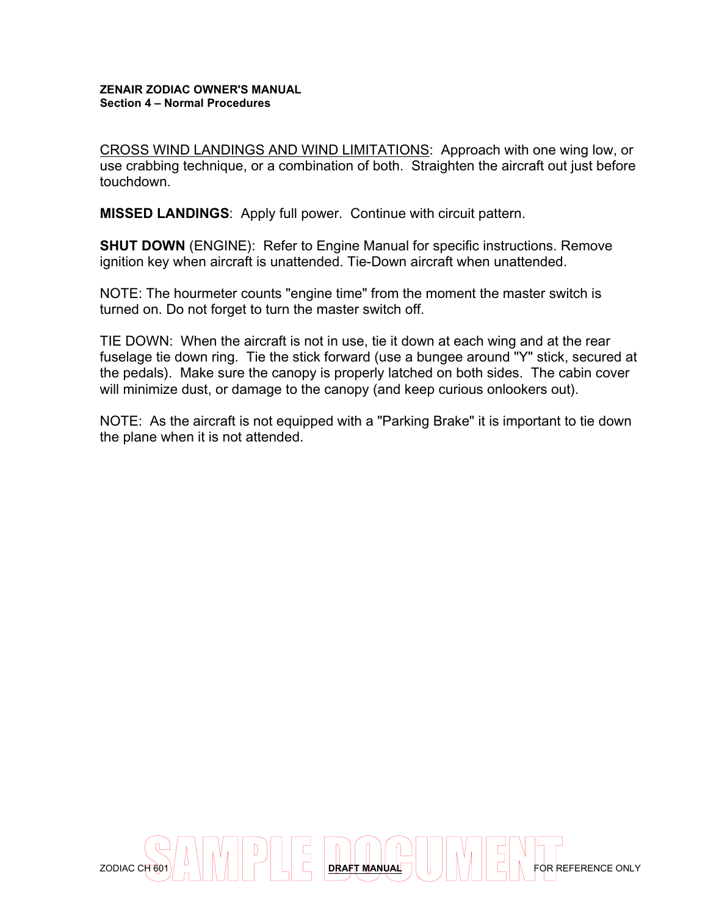CROSS WIND LANDINGS AND WIND LIMITATIONS: Approach with one wing low, or use crabbing technique, or a combination of both. Straighten the aircraft out just before touchdown.

**MISSED LANDINGS**: Apply full power. Continue with circuit pattern.

**SHUT DOWN** (ENGINE): Refer to Engine Manual for specific instructions. Remove ignition key when aircraft is unattended. Tie-Down aircraft when unattended.

NOTE: The hourmeter counts "engine time" from the moment the master switch is turned on. Do not forget to turn the master switch off.

TIE DOWN: When the aircraft is not in use, tie it down at each wing and at the rear fuselage tie down ring. Tie the stick forward (use a bungee around "Y" stick, secured at the pedals). Make sure the canopy is properly latched on both sides. The cabin cover will minimize dust, or damage to the canopy (and keep curious onlookers out).

NOTE: As the aircraft is not equipped with a "Parking Brake" it is important to tie down the plane when it is not attended.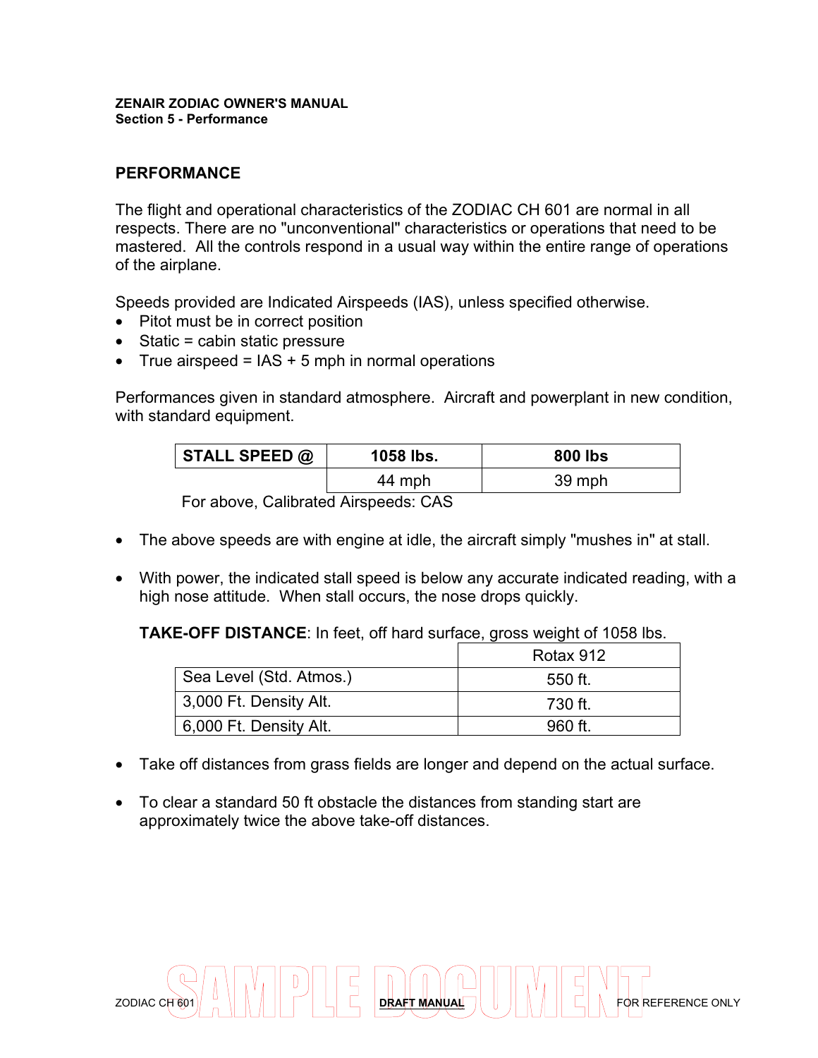## PERFORMANCE

The flight and operational characteristics of the ZODIAC CH 601 are normal in all respects. There are no "unconventional" characteristics or operations that need to be mastered. All the controls respond in a usual way within the entire range of operations of the airplane.

Speeds provided are Indicated Airspeeds (IAS), unless specified otherwise.

- Pitot must be in correct position
- Static = cabin static pressure
- True airspeed = IAS + 5 mph in normal operations

Performances given in standard atmosphere. Aircraft and powerplant in new condition, with standard equipment.

| STALL SPEED @ | 1058 lbs. | 800 lbs |
|---|---|---|
| | 44 mph | 39 mph |

For above, Calibrated Airspeeds: CAS

- The above speeds are with engine at idle, the aircraft simply "mushes in" at stall.
- With power, the indicated stall speed is below any accurate indicated reading, with a high nose attitude. When stall occurs, the nose drops quickly.

**TAKE-OFF DISTANCE**: In feet, off hard surface, gross weight of 1058 lbs.

| | Rotax 912 |
|---|---|
| Sea Level (Std. Atmos.) | 550 ft. |
| 3,000 Ft. Density Alt. | 730 ft. |
| 6,000 Ft. Density Alt. | 960 ft. |

- Take off distances from grass fields are longer and depend on the actual surface.
- To clear a standard 50 ft obstacle the distances from standing start are approximately twice the above take-off distances.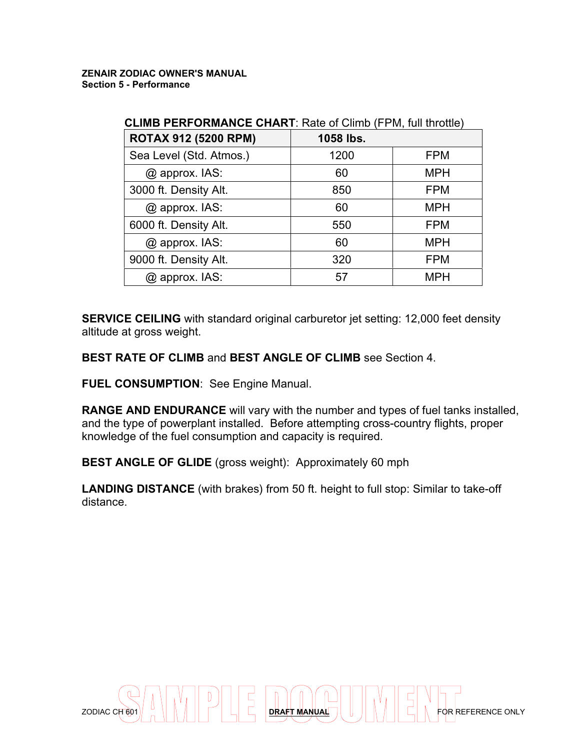**CLIMB PERFORMANCE CHART**: Rate of Climb (FPM, full throttle)

| ROTAX 912 (5200 RPM) | 1058 lbs. | |
|---|---|---|
| Sea Level (Std. Atmos.) | 1200 | FPM |
| @ approx. IAS: | 60 | MPH |
| 3000 ft. Density Alt. | 850 | FPM |
| @ approx. IAS: | 60 | MPH |
| 6000 ft. Density Alt. | 550 | FPM |
| @ approx. IAS: | 60 | MPH |
| 9000 ft. Density Alt. | 320 | FPM |
| @ approx. IAS: | 57 | MPH |

**SERVICE CEILING** with standard original carburetor jet setting: 12,000 feet density altitude at gross weight.

**BEST RATE OF CLIMB** and **BEST ANGLE OF CLIMB** see Section 4.

**FUEL CONSUMPTION**: See Engine Manual.

**RANGE AND ENDURANCE** will vary with the number and types of fuel tanks installed, and the type of powerplant installed. Before attempting cross-country flights, proper knowledge of the fuel consumption and capacity is required.

**BEST ANGLE OF GLIDE** (gross weight): Approximately 60 mph

**LANDING DISTANCE** (with brakes) from 50 ft. height to full stop: Similar to take-off distance.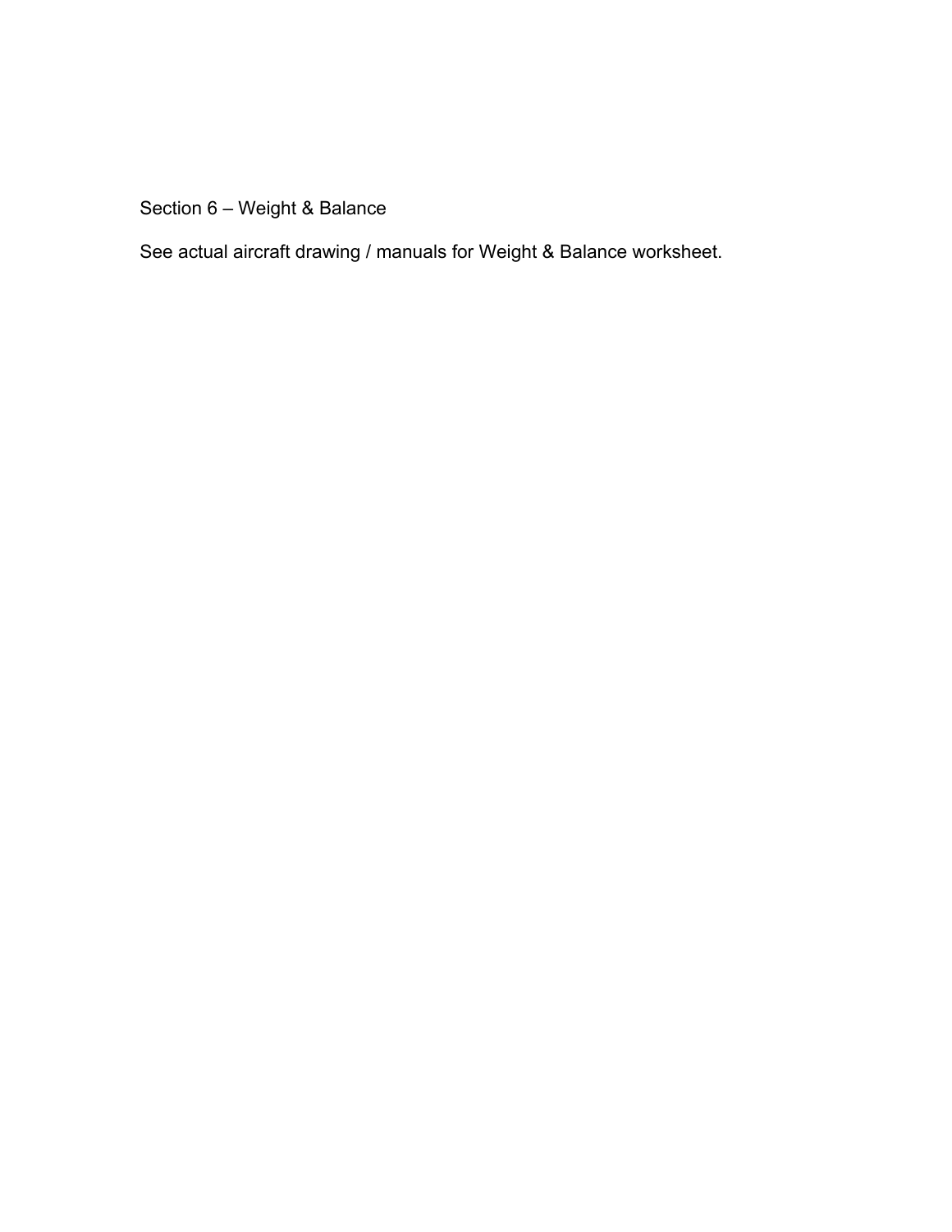## Section 6 – Weight & Balance

See actual aircraft drawing / manuals for Weight & Balance worksheet.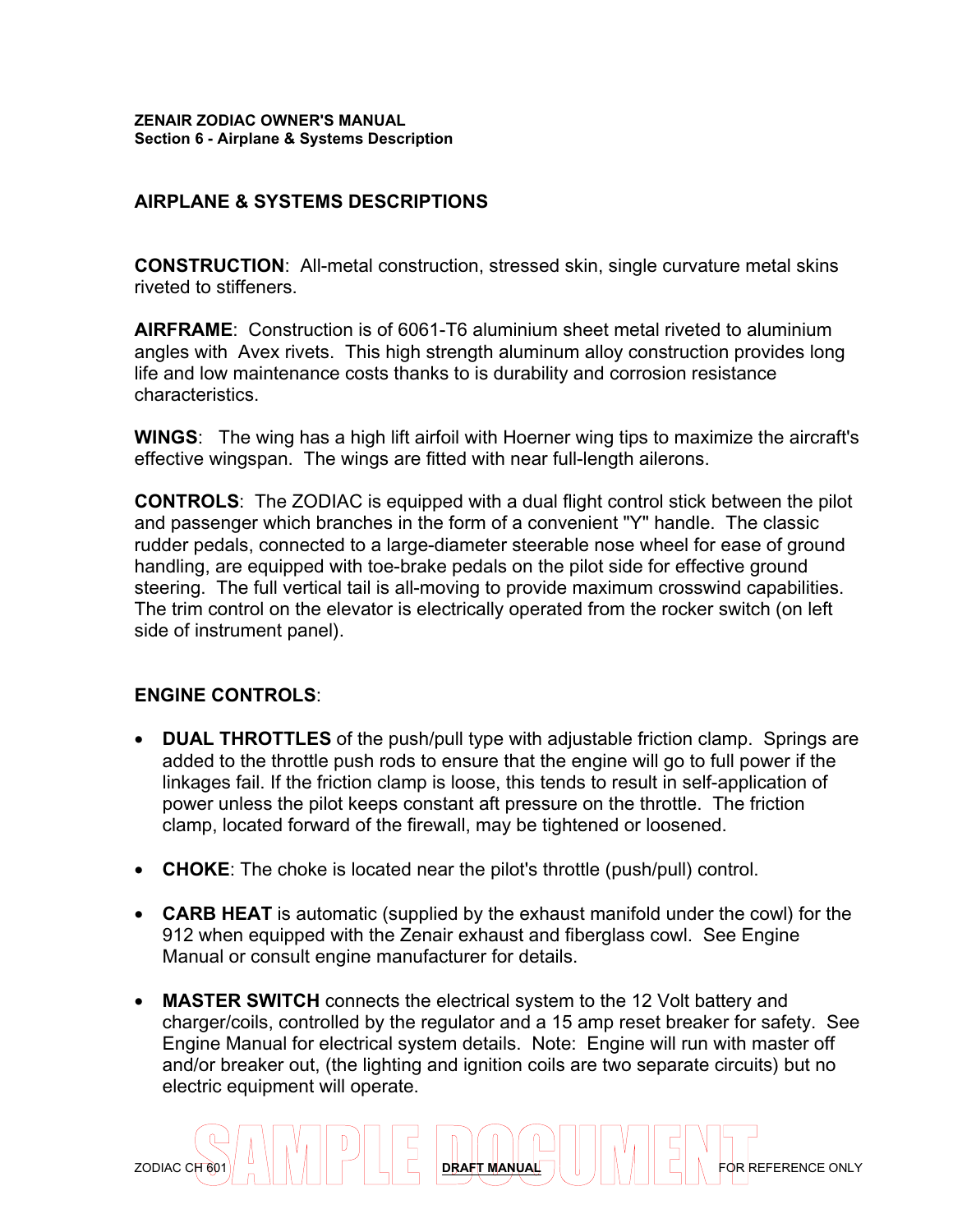## AIRPLANE & SYSTEMS DESCRIPTIONS

**CONSTRUCTION**: All-metal construction, stressed skin, single curvature metal skins riveted to stiffeners.

**AIRFRAME**: Construction is of 6061-T6 aluminium sheet metal riveted to aluminium angles with Avex rivets. This high strength aluminum alloy construction provides long life and low maintenance costs thanks to is durability and corrosion resistance characteristics.

**WINGS**: The wing has a high lift airfoil with Hoerner wing tips to maximize the aircraft's effective wingspan. The wings are fitted with near full-length ailerons.

**CONTROLS**: The ZODIAC is equipped with a dual flight control stick between the pilot and passenger which branches in the form of a convenient "Y" handle. The classic rudder pedals, connected to a large-diameter steerable nose wheel for ease of ground handling, are equipped with toe-brake pedals on the pilot side for effective ground steering. The full vertical tail is all-moving to provide maximum crosswind capabilities. The trim control on the elevator is electrically operated from the rocker switch (on left side of instrument panel).

**ENGINE CONTROLS**:

- **DUAL THROTTLES** of the push/pull type with adjustable friction clamp. Springs are added to the throttle push rods to ensure that the engine will go to full power if the linkages fail. If the friction clamp is loose, this tends to result in self-application of power unless the pilot keeps constant aft pressure on the throttle. The friction clamp, located forward of the firewall, may be tightened or loosened.
- **CHOKE**: The choke is located near the pilot's throttle (push/pull) control.
- **CARB HEAT** is automatic (supplied by the exhaust manifold under the cowl) for the 912 when equipped with the Zenair exhaust and fiberglass cowl. See Engine Manual or consult engine manufacturer for details.
- **MASTER SWITCH** connects the electrical system to the 12 Volt battery and charger/coils, controlled by the regulator and a 15 amp reset breaker for safety. See Engine Manual for electrical system details. Note: Engine will run with master off and/or breaker out, (the lighting and ignition coils are two separate circuits) but no electric equipment will operate.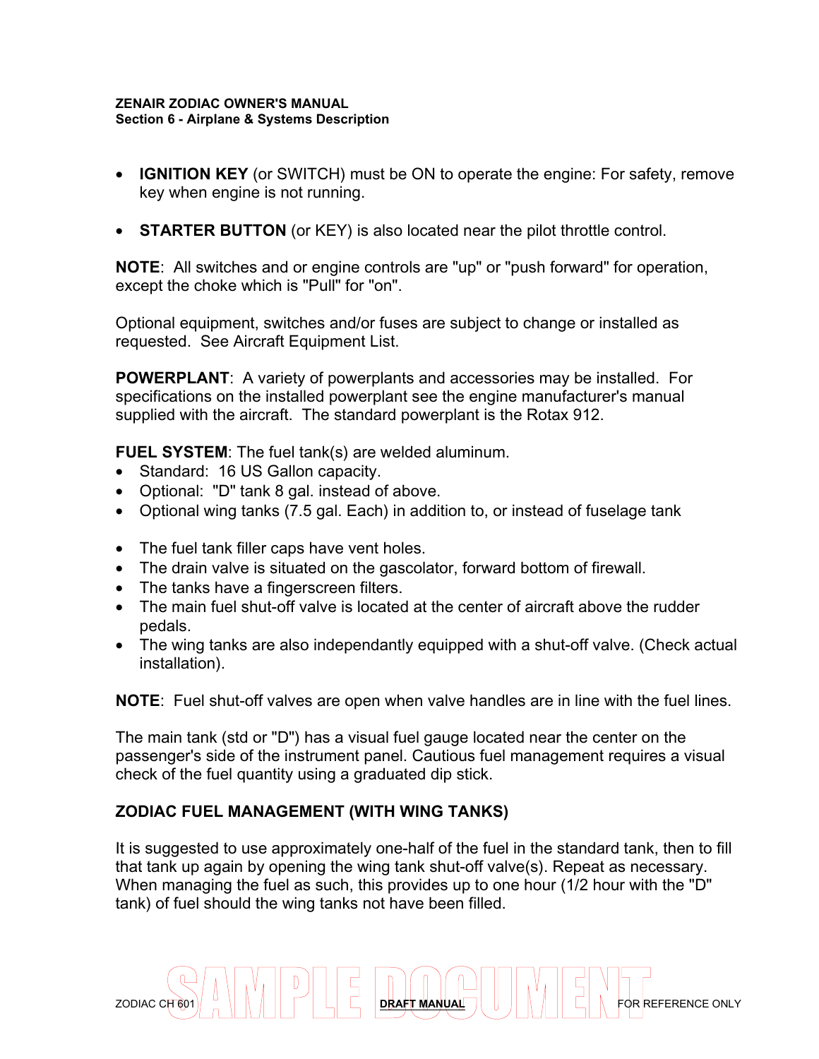- **IGNITION KEY** (or SWITCH) must be ON to operate the engine: For safety, remove key when engine is not running.

- **STARTER BUTTON** (or KEY) is also located near the pilot throttle control.

**NOTE**: All switches and or engine controls are "up" or "push forward" for operation, except the choke which is "Pull" for "on".

Optional equipment, switches and/or fuses are subject to change or installed as requested. See Aircraft Equipment List.

**POWERPLANT**: A variety of powerplants and accessories may be installed. For specifications on the installed powerplant see the engine manufacturer's manual supplied with the aircraft. The standard powerplant is the Rotax 912.

**FUEL SYSTEM**: The fuel tank(s) are welded aluminum.
- Standard: 16 US Gallon capacity.
- Optional: "D" tank 8 gal. instead of above.
- Optional wing tanks (7.5 gal. Each) in addition to, or instead of fuselage tank

- The fuel tank filler caps have vent holes.
- The drain valve is situated on the gascolator, forward bottom of firewall.
- The tanks have a fingerscreen filters.
- The main fuel shut-off valve is located at the center of aircraft above the rudder pedals.
- The wing tanks are also independantly equipped with a shut-off valve. (Check actual installation).

**NOTE**: Fuel shut-off valves are open when valve handles are in line with the fuel lines.

The main tank (std or "D") has a visual fuel gauge located near the center on the passenger's side of the instrument panel. Cautious fuel management requires a visual check of the fuel quantity using a graduated dip stick.

## ZODIAC FUEL MANAGEMENT (WITH WING TANKS)

It is suggested to use approximately one-half of the fuel in the standard tank, then to fill that tank up again by opening the wing tank shut-off valve(s). Repeat as necessary. When managing the fuel as such, this provides up to one hour (1/2 hour with the "D" tank) of fuel should the wing tanks not have been filled.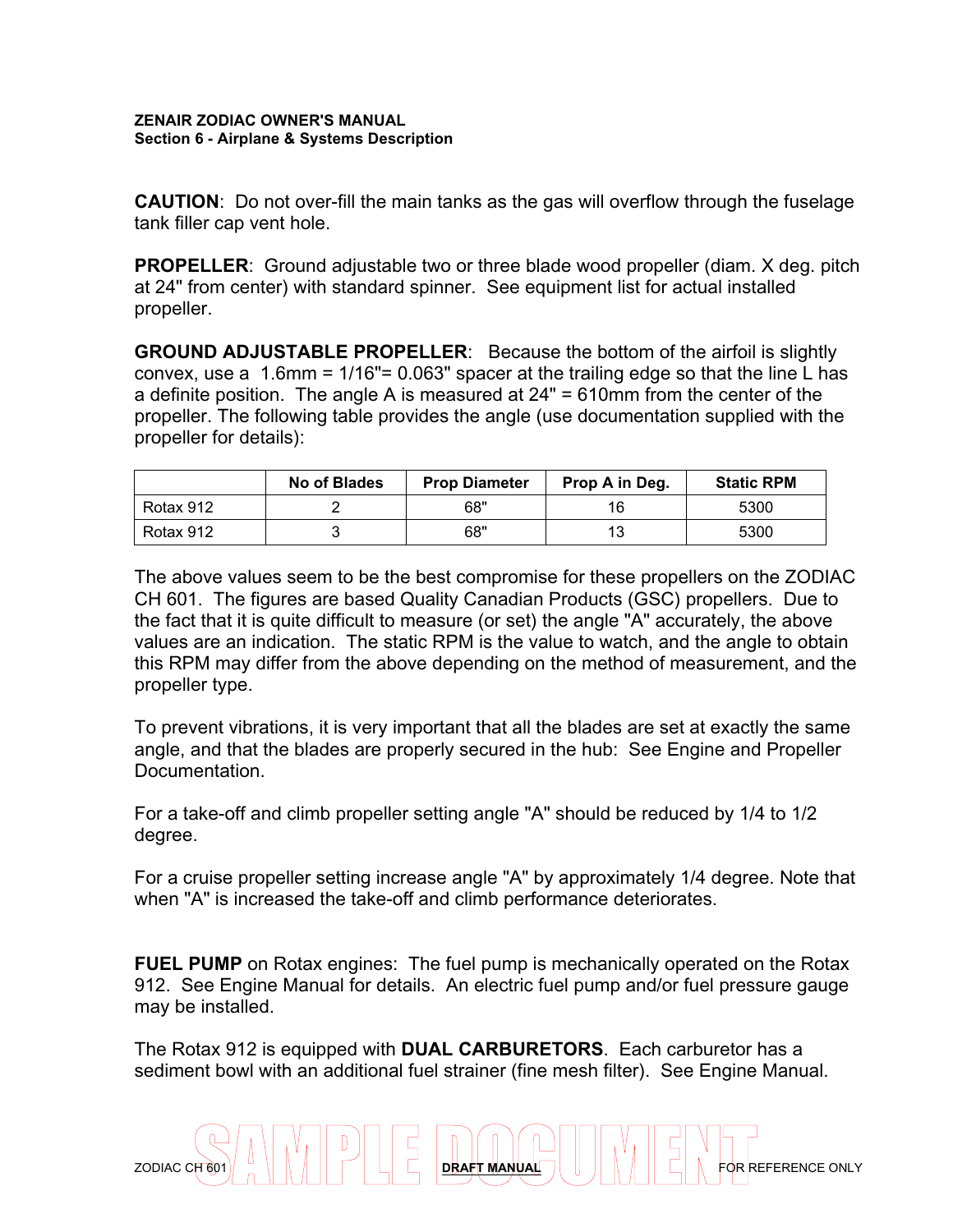**CAUTION**: Do not over-fill the main tanks as the gas will overflow through the fuselage tank filler cap vent hole.

**PROPELLER**: Ground adjustable two or three blade wood propeller (diam. X deg. pitch at 24" from center) with standard spinner. See equipment list for actual installed propeller.

**GROUND ADJUSTABLE PROPELLER**: Because the bottom of the airfoil is slightly convex, use a 1.6mm = 1/16"= 0.063" spacer at the trailing edge so that the line L has a definite position. The angle A is measured at 24" = 610mm from the center of the propeller. The following table provides the angle (use documentation supplied with the propeller for details):

| | No of Blades | Prop Diameter | Prop A in Deg. | Static RPM |
|---|---|---|---|---|
| Rotax 912 | 2 | 68" | 16 | 5300 |
| Rotax 912 | 3 | 68" | 13 | 5300 |

The above values seem to be the best compromise for these propellers on the ZODIAC CH 601. The figures are based Quality Canadian Products (GSC) propellers. Due to the fact that it is quite difficult to measure (or set) the angle "A" accurately, the above values are an indication. The static RPM is the value to watch, and the angle to obtain this RPM may differ from the above depending on the method of measurement, and the propeller type.

To prevent vibrations, it is very important that all the blades are set at exactly the same angle, and that the blades are properly secured in the hub: See Engine and Propeller Documentation.

For a take-off and climb propeller setting angle "A" should be reduced by 1/4 to 1/2 degree.

For a cruise propeller setting increase angle "A" by approximately 1/4 degree. Note that when "A" is increased the take-off and climb performance deteriorates.

**FUEL PUMP** on Rotax engines: The fuel pump is mechanically operated on the Rotax 912. See Engine Manual for details. An electric fuel pump and/or fuel pressure gauge may be installed.

The Rotax 912 is equipped with **DUAL CARBURETORS**. Each carburetor has a sediment bowl with an additional fuel strainer (fine mesh filter). See Engine Manual.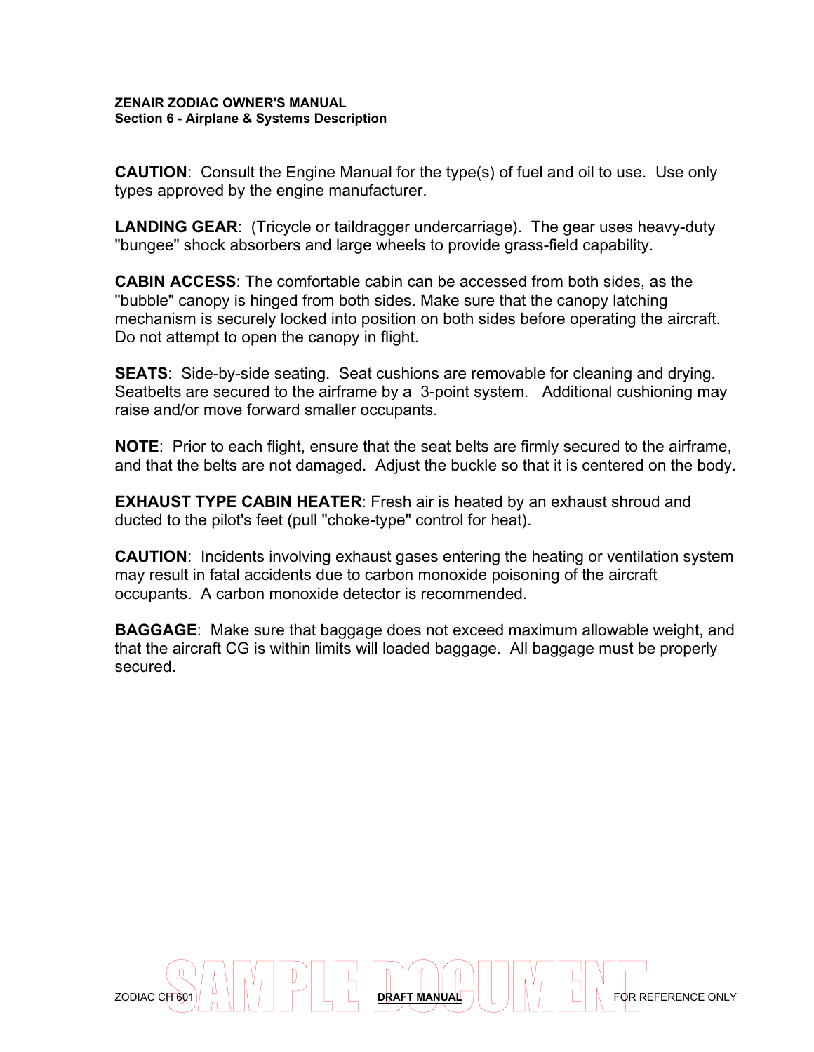**CAUTION**: Consult the Engine Manual for the type(s) of fuel and oil to use. Use only types approved by the engine manufacturer.

**LANDING GEAR**: (Tricycle or taildragger undercarriage). The gear uses heavy-duty "bungee" shock absorbers and large wheels to provide grass-field capability.

**CABIN ACCESS**: The comfortable cabin can be accessed from both sides, as the "bubble" canopy is hinged from both sides. Make sure that the canopy latching mechanism is securely locked into position on both sides before operating the aircraft. Do not attempt to open the canopy in flight.

**SEATS**: Side-by-side seating. Seat cushions are removable for cleaning and drying. Seatbelts are secured to the airframe by a 3-point system. Additional cushioning may raise and/or move forward smaller occupants.

**NOTE**: Prior to each flight, ensure that the seat belts are firmly secured to the airframe, and that the belts are not damaged. Adjust the buckle so that it is centered on the body.

**EXHAUST TYPE CABIN HEATER**: Fresh air is heated by an exhaust shroud and ducted to the pilot's feet (pull "choke-type" control for heat).

**CAUTION**: Incidents involving exhaust gases entering the heating or ventilation system may result in fatal accidents due to carbon monoxide poisoning of the aircraft occupants. A carbon monoxide detector is recommended.

**BAGGAGE**: Make sure that baggage does not exceed maximum allowable weight, and that the aircraft CG is within limits will loaded baggage. All baggage must be properly secured.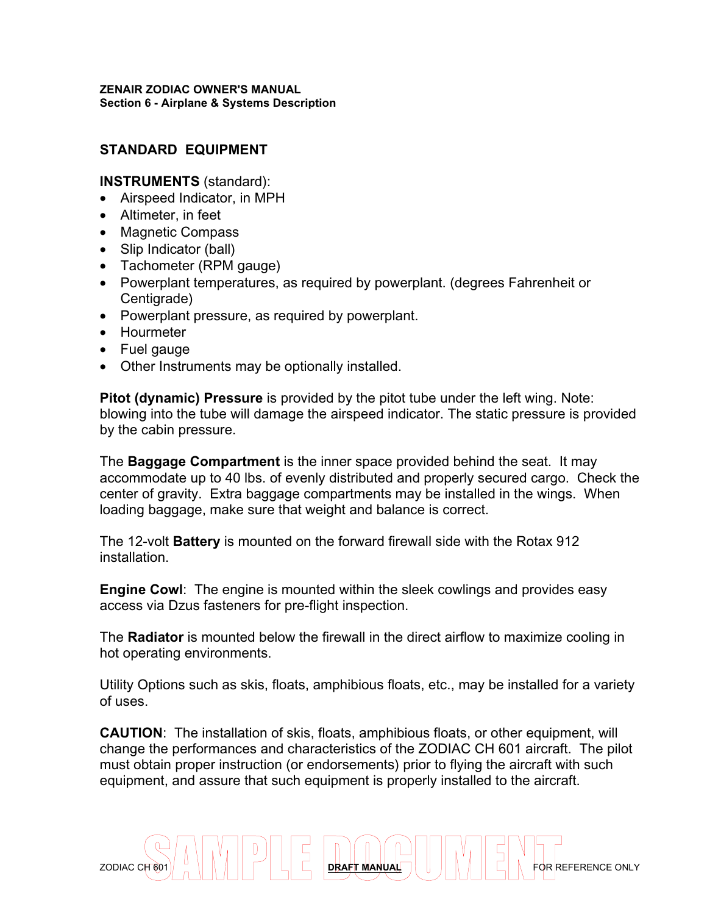## STANDARD EQUIPMENT

**INSTRUMENTS** (standard):

- Airspeed Indicator, in MPH
- Altimeter, in feet
- Magnetic Compass
- Slip Indicator (ball)
- Tachometer (RPM gauge)
- Powerplant temperatures, as required by powerplant. (degrees Fahrenheit or Centigrade)
- Powerplant pressure, as required by powerplant.
- Hourmeter
- Fuel gauge
- Other Instruments may be optionally installed.

**Pitot (dynamic) Pressure** is provided by the pitot tube under the left wing. Note: blowing into the tube will damage the airspeed indicator. The static pressure is provided by the cabin pressure.

The **Baggage Compartment** is the inner space provided behind the seat. It may accommodate up to 40 lbs. of evenly distributed and properly secured cargo. Check the center of gravity. Extra baggage compartments may be installed in the wings. When loading baggage, make sure that weight and balance is correct.

The 12-volt **Battery** is mounted on the forward firewall side with the Rotax 912 installation.

**Engine Cowl**: The engine is mounted within the sleek cowlings and provides easy access via Dzus fasteners for pre-flight inspection.

The **Radiator** is mounted below the firewall in the direct airflow to maximize cooling in hot operating environments.

Utility Options such as skis, floats, amphibious floats, etc., may be installed for a variety of uses.

**CAUTION**: The installation of skis, floats, amphibious floats, or other equipment, will change the performances and characteristics of the ZODIAC CH 601 aircraft. The pilot must obtain proper instruction (or endorsements) prior to flying the aircraft with such equipment, and assure that such equipment is properly installed to the aircraft.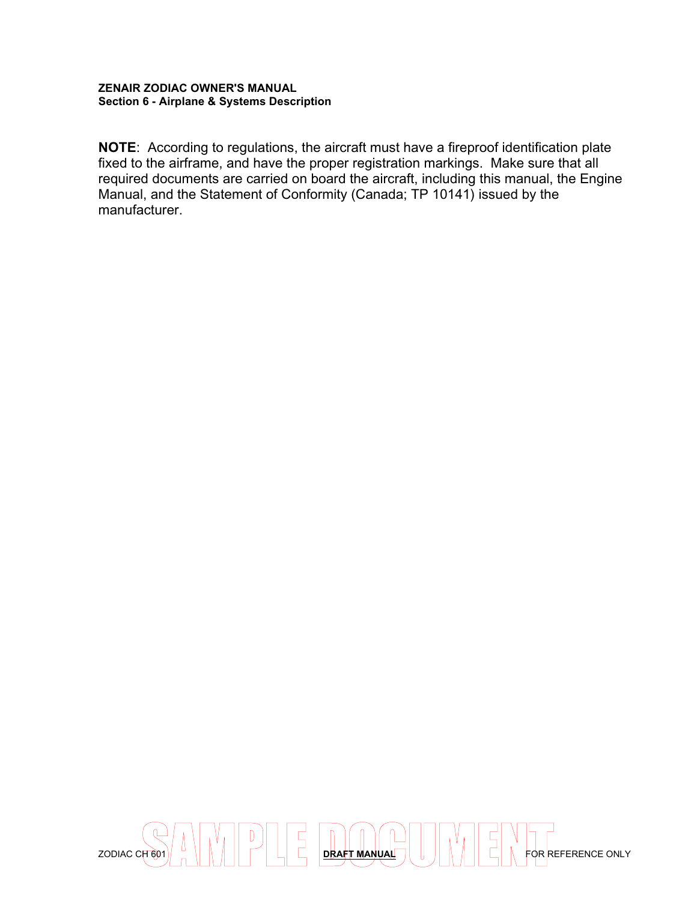**NOTE**: According to regulations, the aircraft must have a fireproof identification plate fixed to the airframe, and have the proper registration markings. Make sure that all required documents are carried on board the aircraft, including this manual, the Engine Manual, and the Statement of Conformity (Canada; TP 10141) issued by the manufacturer.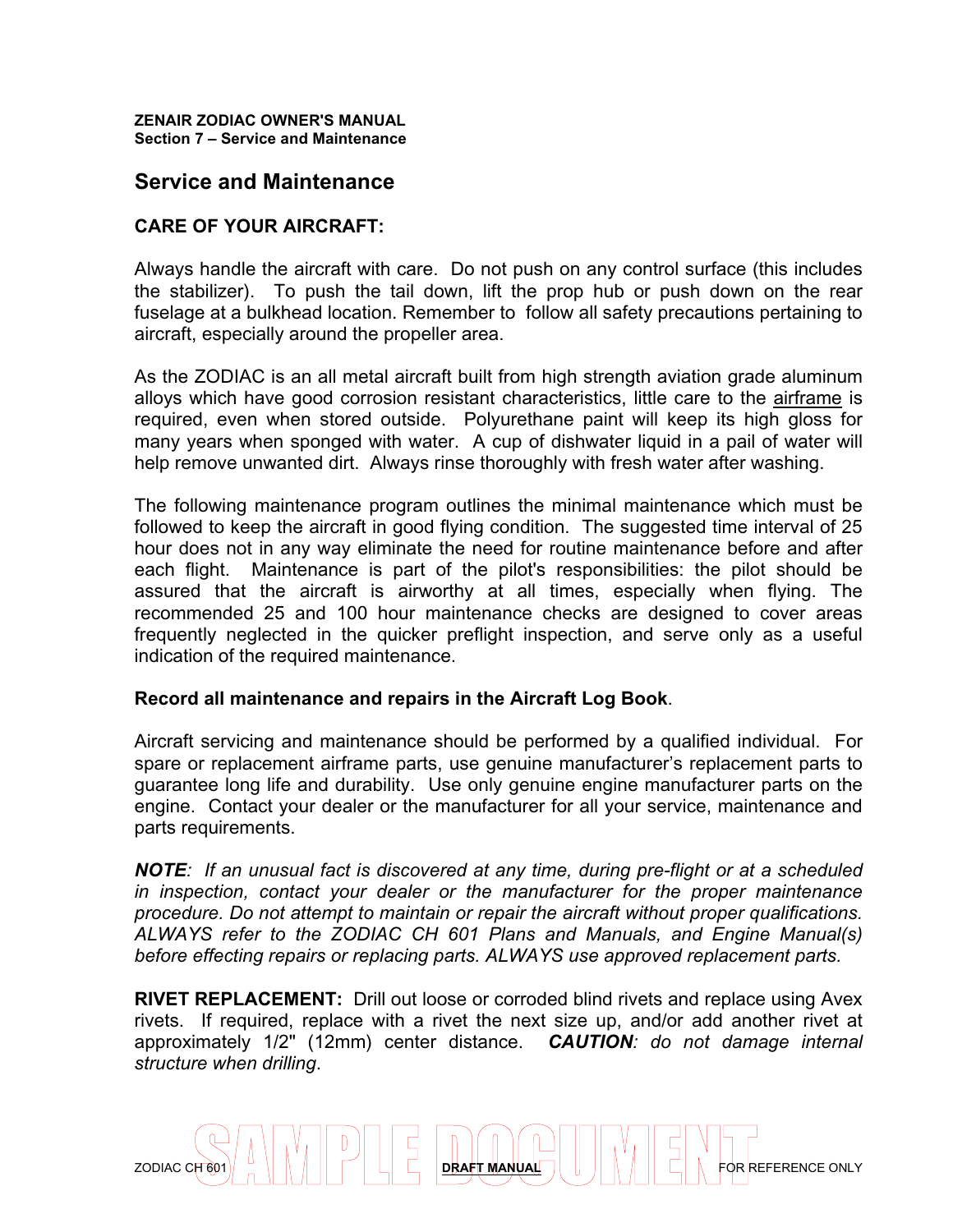## Service and Maintenance

### CARE OF YOUR AIRCRAFT:

Always handle the aircraft with care. Do not push on any control surface (this includes the stabilizer). To push the tail down, lift the prop hub or push down on the rear fuselage at a bulkhead location. Remember to follow all safety precautions pertaining to aircraft, especially around the propeller area.

As the ZODIAC is an all metal aircraft built from high strength aviation grade aluminum alloys which have good corrosion resistant characteristics, little care to the airframe is required, even when stored outside. Polyurethane paint will keep its high gloss for many years when sponged with water. A cup of dishwater liquid in a pail of water will help remove unwanted dirt. Always rinse thoroughly with fresh water after washing.

The following maintenance program outlines the minimal maintenance which must be followed to keep the aircraft in good flying condition. The suggested time interval of 25 hour does not in any way eliminate the need for routine maintenance before and after each flight. Maintenance is part of the pilot's responsibilities: the pilot should be assured that the aircraft is airworthy at all times, especially when flying. The recommended 25 and 100 hour maintenance checks are designed to cover areas frequently neglected in the quicker preflight inspection, and serve only as a useful indication of the required maintenance.

**Record all maintenance and repairs in the Aircraft Log Book**.

Aircraft servicing and maintenance should be performed by a qualified individual. For spare or replacement airframe parts, use genuine manufacturer's replacement parts to guarantee long life and durability. Use only genuine engine manufacturer parts on the engine. Contact your dealer or the manufacturer for all your service, maintenance and parts requirements.

***NOTE**: If an unusual fact is discovered at any time, during pre-flight or at a scheduled in inspection, contact your dealer or the manufacturer for the proper maintenance procedure. Do not attempt to maintain or repair the aircraft without proper qualifications. ALWAYS refer to the ZODIAC CH 601 Plans and Manuals, and Engine Manual(s) before effecting repairs or replacing parts. ALWAYS use approved replacement parts.*

**RIVET REPLACEMENT:** Drill out loose or corroded blind rivets and replace using Avex rivets. If required, replace with a rivet the next size up, and/or add another rivet at approximately 1/2" (12mm) center distance. ***CAUTION**: do not damage internal structure when drilling*.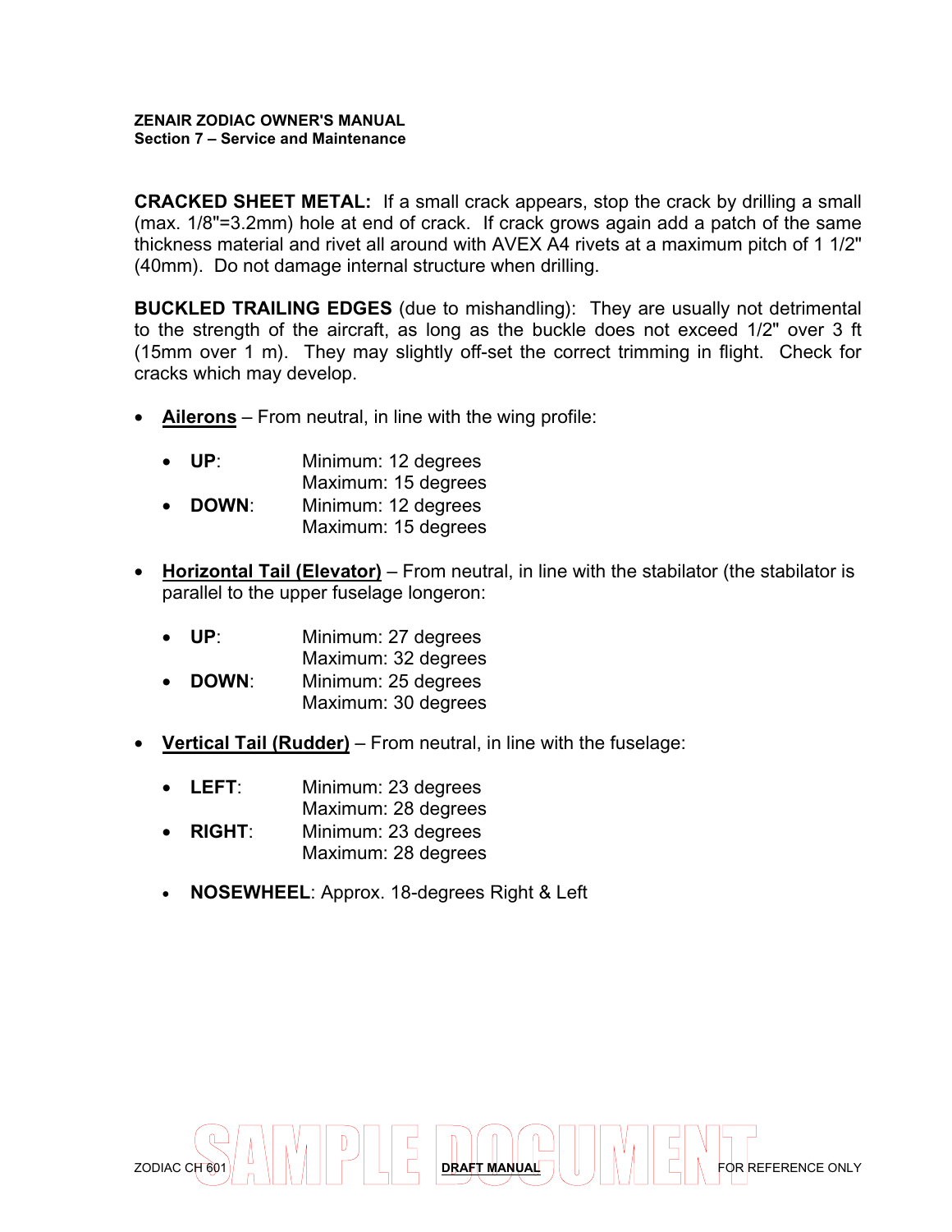**CRACKED SHEET METAL:** If a small crack appears, stop the crack by drilling a small (max. 1/8"=3.2mm) hole at end of crack. If crack grows again add a patch of the same thickness material and rivet all around with AVEX A4 rivets at a maximum pitch of 1 1/2" (40mm). Do not damage internal structure when drilling.

**BUCKLED TRAILING EDGES** (due to mishandling): They are usually not detrimental to the strength of the aircraft, as long as the buckle does not exceed 1/2" over 3 ft (15mm over 1 m). They may slightly off-set the correct trimming in flight. Check for cracks which may develop.

- **Ailerons** – From neutral, in line with the wing profile:
  - **UP**: Minimum: 12 degrees
    Maximum: 15 degrees
  - **DOWN**: Minimum: 12 degrees
    Maximum: 15 degrees

- **Horizontal Tail (Elevator)** – From neutral, in line with the stabilator (the stabilator is parallel to the upper fuselage longeron:
  - **UP**: Minimum: 27 degrees
    Maximum: 32 degrees
  - **DOWN**: Minimum: 25 degrees
    Maximum: 30 degrees

- **Vertical Tail (Rudder)** – From neutral, in line with the fuselage:
  - **LEFT**: Minimum: 23 degrees
    Maximum: 28 degrees
  - **RIGHT**: Minimum: 23 degrees
    Maximum: 28 degrees
  - **NOSEWHEEL**: Approx. 18-degrees Right & Left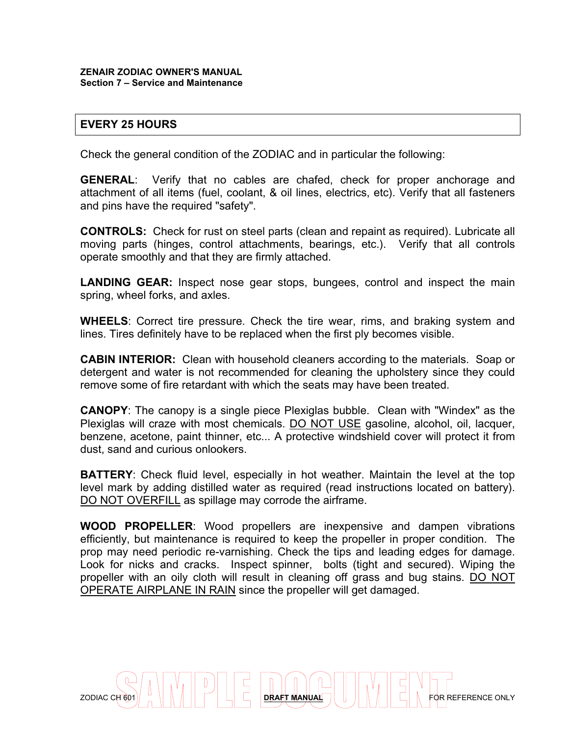## EVERY 25 HOURS

Check the general condition of the ZODIAC and in particular the following:

**GENERAL**: Verify that no cables are chafed, check for proper anchorage and attachment of all items (fuel, coolant, & oil lines, electrics, etc). Verify that all fasteners and pins have the required "safety".

**CONTROLS:** Check for rust on steel parts (clean and repaint as required). Lubricate all moving parts (hinges, control attachments, bearings, etc.). Verify that all controls operate smoothly and that they are firmly attached.

**LANDING GEAR:** Inspect nose gear stops, bungees, control and inspect the main spring, wheel forks, and axles.

**WHEELS**: Correct tire pressure. Check the tire wear, rims, and braking system and lines. Tires definitely have to be replaced when the first ply becomes visible.

**CABIN INTERIOR:** Clean with household cleaners according to the materials. Soap or detergent and water is not recommended for cleaning the upholstery since they could remove some of fire retardant with which the seats may have been treated.

**CANOPY**: The canopy is a single piece Plexiglas bubble. Clean with "Windex" as the Plexiglas will craze with most chemicals. <u>DO NOT USE</u> gasoline, alcohol, oil, lacquer, benzene, acetone, paint thinner, etc... A protective windshield cover will protect it from dust, sand and curious onlookers.

**BATTERY**: Check fluid level, especially in hot weather. Maintain the level at the top level mark by adding distilled water as required (read instructions located on battery). <u>DO NOT OVERFILL</u> as spillage may corrode the airframe.

**WOOD PROPELLER**: Wood propellers are inexpensive and dampen vibrations efficiently, but maintenance is required to keep the propeller in proper condition. The prop may need periodic re-varnishing. Check the tips and leading edges for damage. Look for nicks and cracks. Inspect spinner, bolts (tight and secured). Wiping the propeller with an oily cloth will result in cleaning off grass and bug stains. <u>DO NOT OPERATE AIRPLANE IN RAIN</u> since the propeller will get damaged.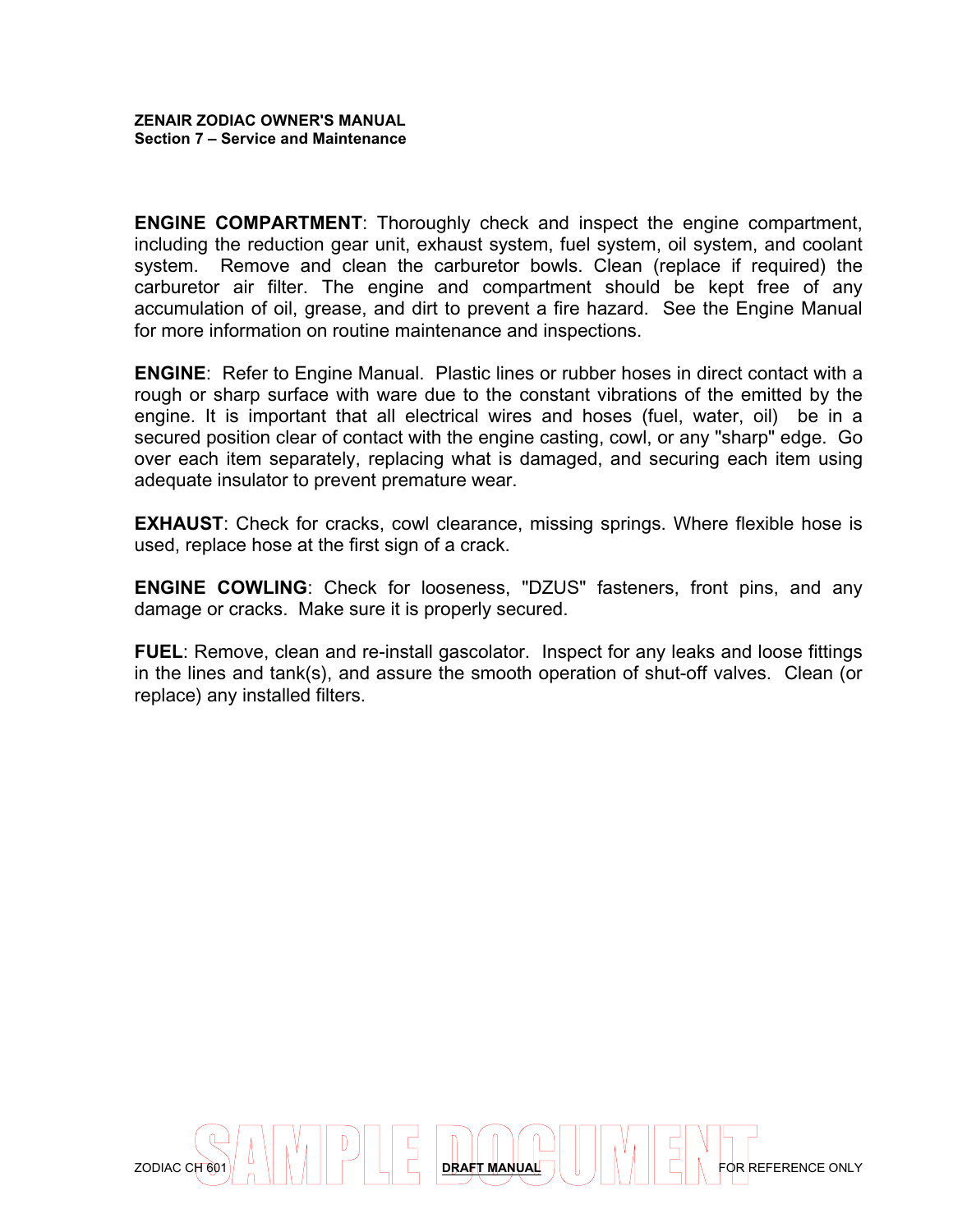**ENGINE COMPARTMENT**: Thoroughly check and inspect the engine compartment, including the reduction gear unit, exhaust system, fuel system, oil system, and coolant system. Remove and clean the carburetor bowls. Clean (replace if required) the carburetor air filter. The engine and compartment should be kept free of any accumulation of oil, grease, and dirt to prevent a fire hazard. See the Engine Manual for more information on routine maintenance and inspections.

**ENGINE**: Refer to Engine Manual. Plastic lines or rubber hoses in direct contact with a rough or sharp surface with ware due to the constant vibrations of the emitted by the engine. It is important that all electrical wires and hoses (fuel, water, oil) be in a secured position clear of contact with the engine casting, cowl, or any "sharp" edge. Go over each item separately, replacing what is damaged, and securing each item using adequate insulator to prevent premature wear.

**EXHAUST**: Check for cracks, cowl clearance, missing springs. Where flexible hose is used, replace hose at the first sign of a crack.

**ENGINE COWLING**: Check for looseness, "DZUS" fasteners, front pins, and any damage or cracks. Make sure it is properly secured.

**FUEL**: Remove, clean and re-install gascolator. Inspect for any leaks and loose fittings in the lines and tank(s), and assure the smooth operation of shut-off valves. Clean (or replace) any installed filters.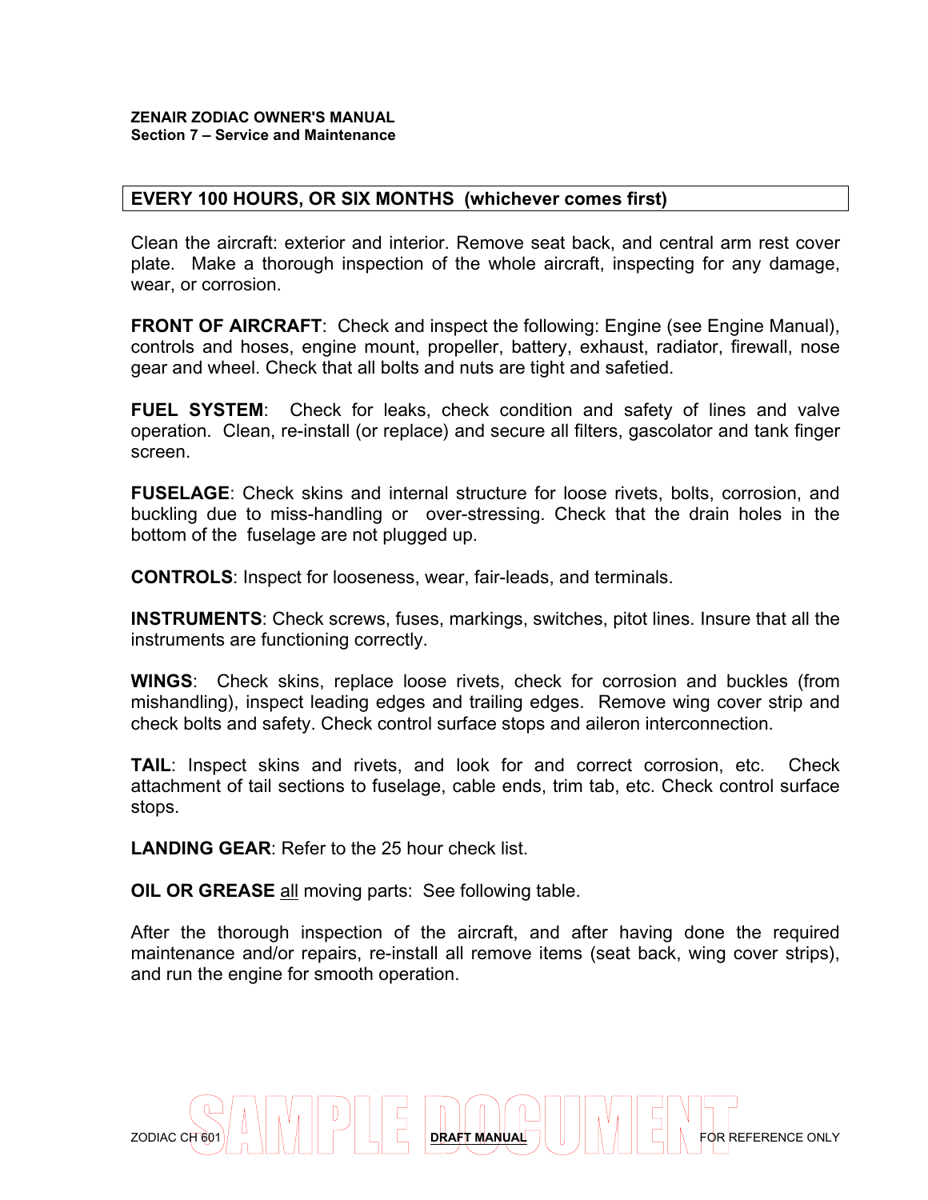## EVERY 100 HOURS, OR SIX MONTHS (whichever comes first)

Clean the aircraft: exterior and interior. Remove seat back, and central arm rest cover plate. Make a thorough inspection of the whole aircraft, inspecting for any damage, wear, or corrosion.

**FRONT OF AIRCRAFT**: Check and inspect the following: Engine (see Engine Manual), controls and hoses, engine mount, propeller, battery, exhaust, radiator, firewall, nose gear and wheel. Check that all bolts and nuts are tight and safetied.

**FUEL SYSTEM**: Check for leaks, check condition and safety of lines and valve operation. Clean, re-install (or replace) and secure all filters, gascolator and tank finger screen.

**FUSELAGE**: Check skins and internal structure for loose rivets, bolts, corrosion, and buckling due to miss-handling or over-stressing. Check that the drain holes in the bottom of the fuselage are not plugged up.

**CONTROLS**: Inspect for looseness, wear, fair-leads, and terminals.

**INSTRUMENTS**: Check screws, fuses, markings, switches, pitot lines. Insure that all the instruments are functioning correctly.

**WINGS**: Check skins, replace loose rivets, check for corrosion and buckles (from mishandling), inspect leading edges and trailing edges. Remove wing cover strip and check bolts and safety. Check control surface stops and aileron interconnection.

**TAIL**: Inspect skins and rivets, and look for and correct corrosion, etc. Check attachment of tail sections to fuselage, cable ends, trim tab, etc. Check control surface stops.

**LANDING GEAR**: Refer to the 25 hour check list.

**OIL OR GREASE** all moving parts: See following table.

After the thorough inspection of the aircraft, and after having done the required maintenance and/or repairs, re-install all remove items (seat back, wing cover strips), and run the engine for smooth operation.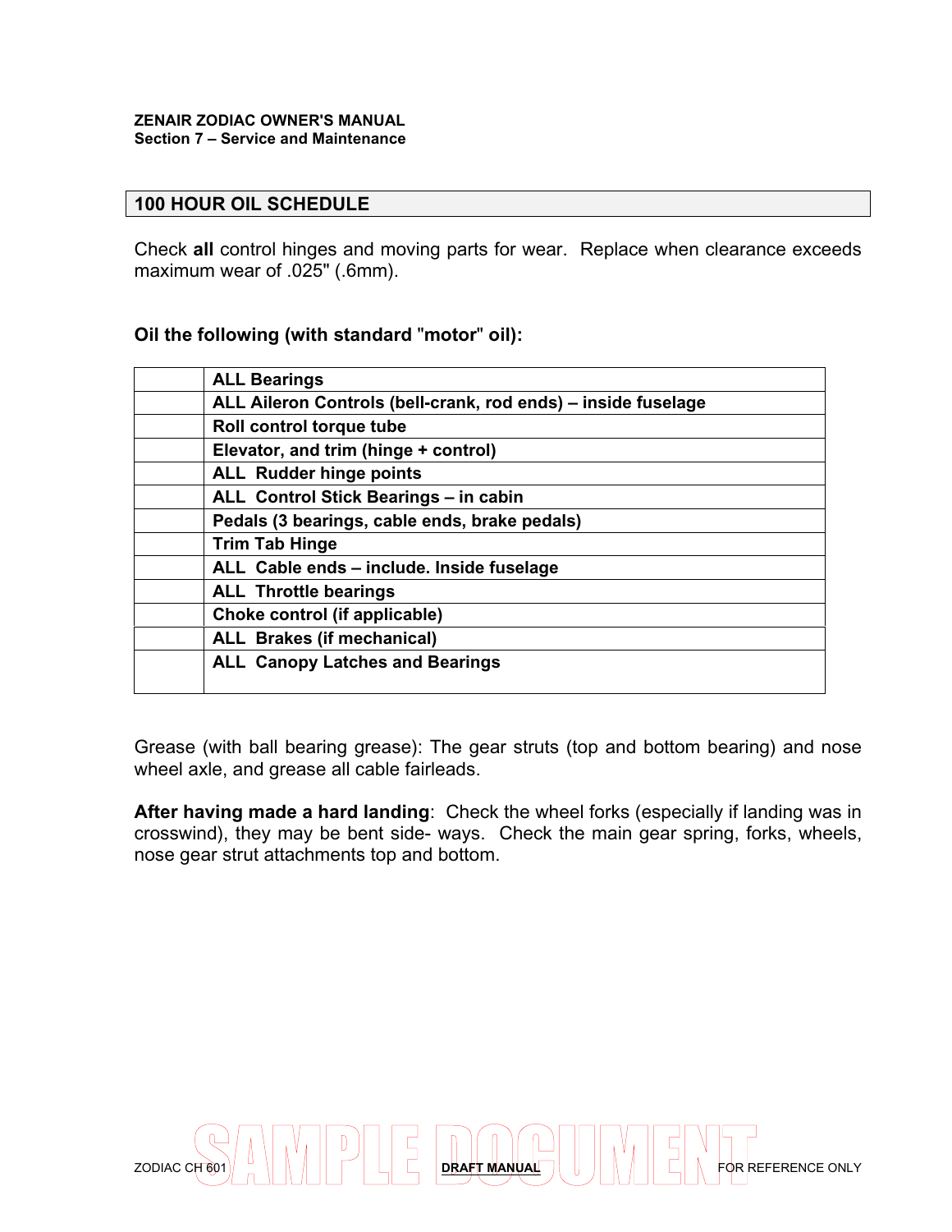## 100 HOUR OIL SCHEDULE

Check **all** control hinges and moving parts for wear. Replace when clearance exceeds maximum wear of .025" (.6mm).

**Oil the following (with standard "motor" oil):**

| | |
|---|---|
| | **ALL Bearings** |
| | **ALL Aileron Controls (bell-crank, rod ends) – inside fuselage** |
| | **Roll control torque tube** |
| | **Elevator, and trim (hinge + control)** |
| | **ALL Rudder hinge points** |
| | **ALL Control Stick Bearings – in cabin** |
| | **Pedals (3 bearings, cable ends, brake pedals)** |
| | **Trim Tab Hinge** |
| | **ALL Cable ends – include. Inside fuselage** |
| | **ALL Throttle bearings** |
| | **Choke control (if applicable)** |
| | **ALL Brakes (if mechanical)** |
| | **ALL Canopy Latches and Bearings** |

Grease (with ball bearing grease): The gear struts (top and bottom bearing) and nose wheel axle, and grease all cable fairleads.

**After having made a hard landing**: Check the wheel forks (especially if landing was in crosswind), they may be bent side- ways. Check the main gear spring, forks, wheels, nose gear strut attachments top and bottom.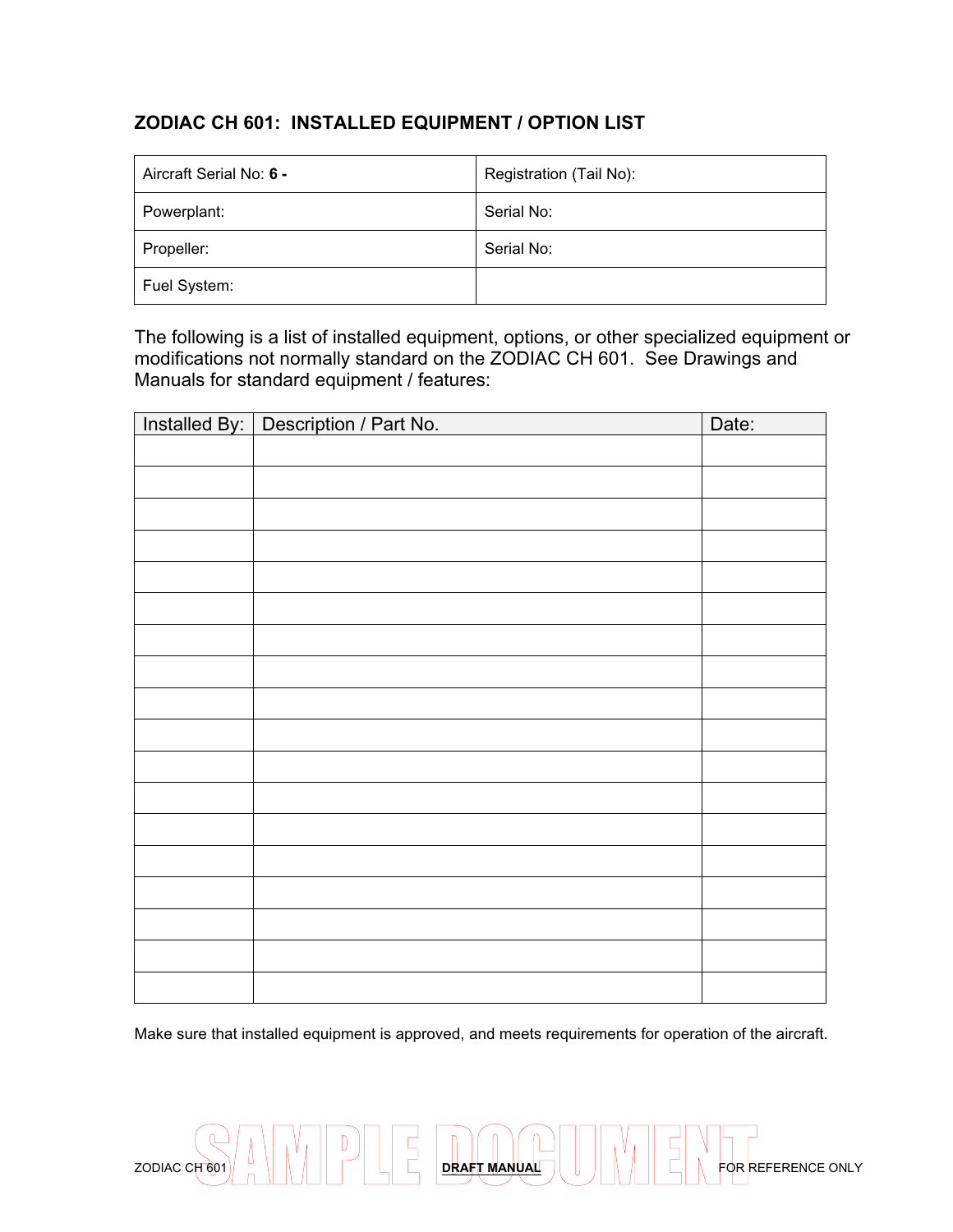## ZODIAC CH 601: INSTALLED EQUIPMENT / OPTION LIST

| Aircraft Serial No: **6 -** | Registration (Tail No): |
|---|---|
| Powerplant: | Serial No: |
| Propeller: | Serial No: |
| Fuel System: | |

The following is a list of installed equipment, options, or other specialized equipment or modifications not normally standard on the ZODIAC CH 601. See Drawings and Manuals for standard equipment / features:

| Installed By: | Description / Part No. | Date: |
|---|---|---|
| | | |
| | | |
| | | |
| | | |
| | | |
| | | |
| | | |
| | | |
| | | |
| | | |
| | | |
| | | |
| | | |
| | | |
| | | |
| | | |
| | | |
| | | |

Make sure that installed equipment is approved, and meets requirements for operation of the aircraft.